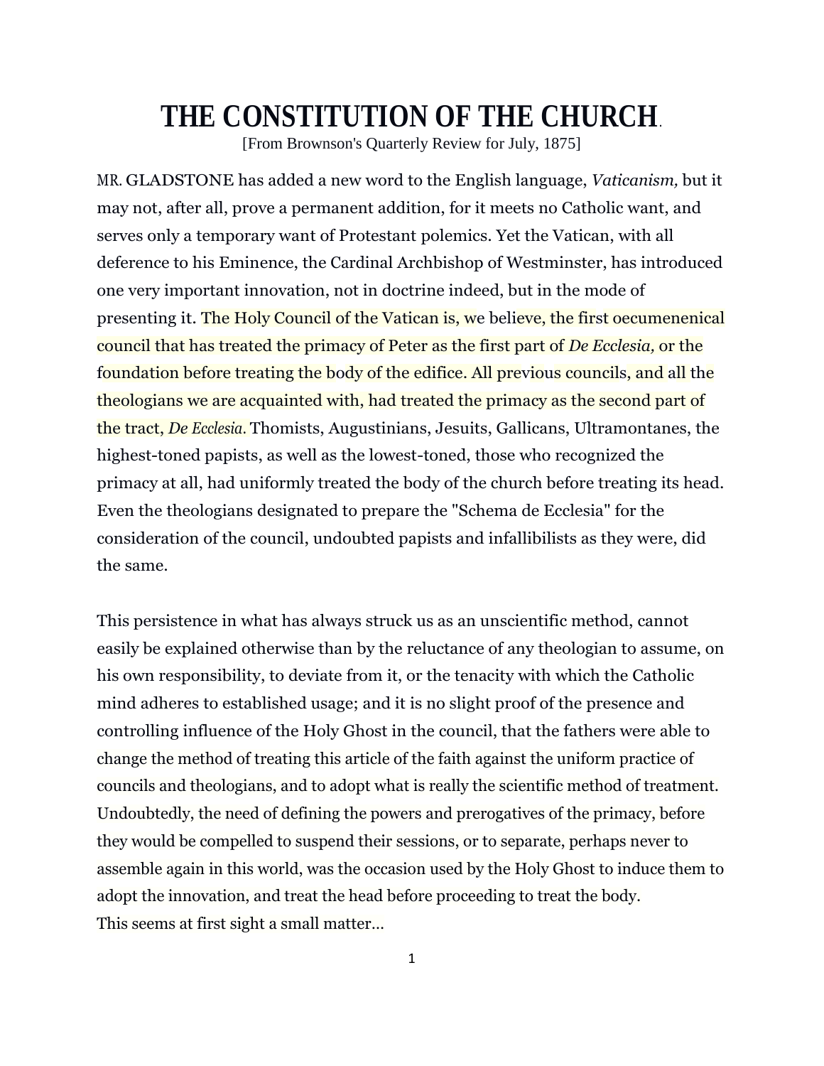# THE CONSTITUTION OF THE CHURCH.

[From Brownson's Quarterly Review for July, 1875]

MR. GLADSTONE has added a new word to the English language, *Vaticanism,* but it may not, after all, prove a permanent addition, for it meets no Catholic want, and serves only a temporary want of Protestant polemics. Yet the Vatican, with all deference to his Eminence, the Cardinal Archbishop of Westminster, has introduced one very important innovation, not in doctrine indeed, but in the mode of presenting it. The Holy Council of the Vatican is, we believe, the first oecumenenical council that has treated the primacy of Peter as the first part of *De Ecclesia,* or the foundation before treating the body of the edifice. All previous councils, and all the theologians we are acquainted with, had treated the primacy as the second part of the tract, *De Ecclesia.* Thomists, Augustinians, Jesuits, Gallicans, Ultramontanes, the highest-toned papists, as well as the lowest-toned, those who recognized the primacy at all, had uniformly treated the body of the church before treating its head. Even the theologians designated to prepare the "Schema de Ecclesia" for the consideration of the council, undoubted papists and infallibilists as they were, did the same.

This persistence in what has always struck us as an unscientific method, cannot easily be explained otherwise than by the reluctance of any theologian to assume, on his own responsibility, to deviate from it, or the tenacity with which the Catholic mind adheres to established usage; and it is no slight proof of the presence and controlling influence of the Holy Ghost in the council, that the fathers were able to change the method of treating this article of the faith against the uniform practice of councils and theologians, and to adopt what is really the scientific method of treatment. Undoubtedly, the need of defining the powers and prerogatives of the primacy, before they would be compelled to suspend their sessions, or to separate, perhaps never to assemble again in this world, was the occasion used by the Holy Ghost to induce them to adopt the innovation, and treat the head before proceeding to treat the body.
This seems at first sight a small matter...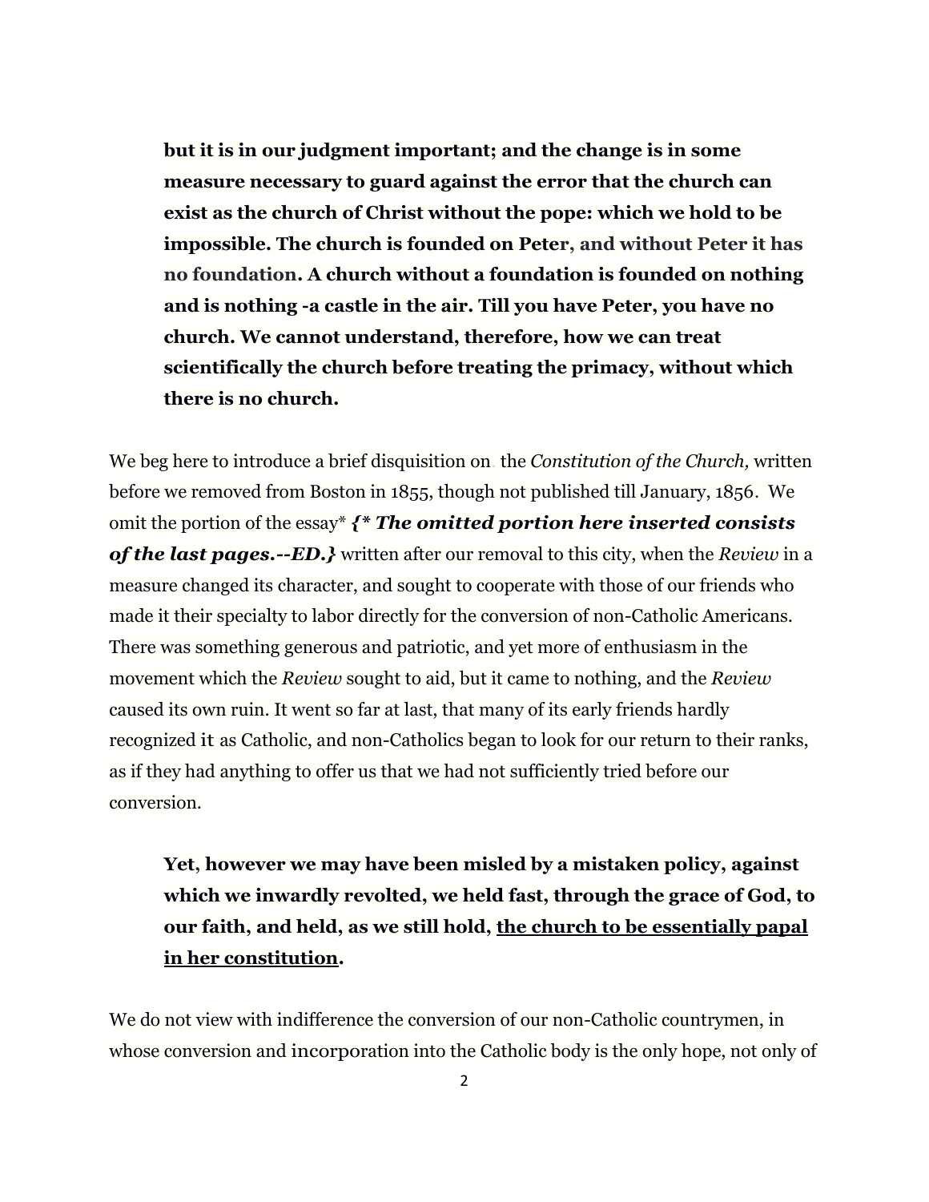**but it is in our judgment important; and the change is in some measure necessary to guard against the error that the church can exist as the church of Christ without the pope: which we hold to be impossible. The church is founded on Peter, and without Peter it has no foundation. A church without a foundation is founded on nothing and is nothing -a castle in the air. Till you have Peter, you have no church. We cannot understand, therefore, how we can treat scientifically the church before treating the primacy, without which there is no church.**

We beg here to introduce a brief disquisition on the *Constitution of the Church,* written before we removed from Boston in 1855, though not published till January, 1856. We omit the portion of the essay* ***{* The omitted portion here inserted consists of the last pages.--ED.}*** written after our removal to this city, when the *Review* in a measure changed its character, and sought to cooperate with those of our friends who made it their specialty to labor directly for the conversion of non-Catholic Americans. There was something generous and patriotic, and yet more of enthusiasm in the movement which the *Review* sought to aid, but it came to nothing, and the *Review* caused its own ruin. It went so far at last, that many of its early friends hardly recognized it as Catholic, and non-Catholics began to look for our return to their ranks, as if they had anything to offer us that we had not sufficiently tried before our conversion.

**Yet, however we may have been misled by a mistaken policy, against which we inwardly revolted, we held fast, through the grace of God, to our faith, and held, as we still hold, <u>the church to be essentially papal in her constitution</u>.**

We do not view with indifference the conversion of our non-Catholic countrymen, in whose conversion and incorporation into the Catholic body is the only hope, not only of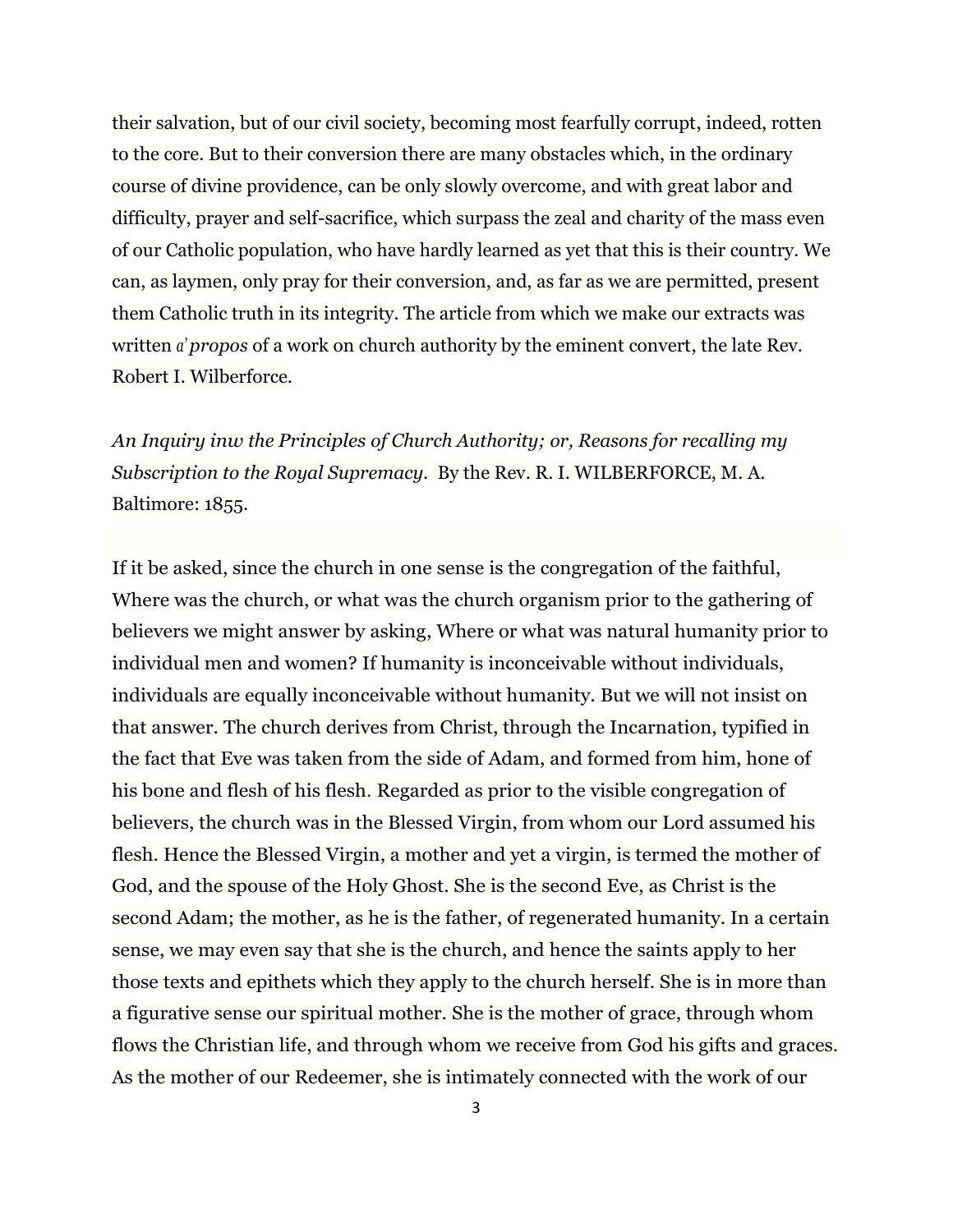their salvation, but of our civil society, becoming most fearfully corrupt, indeed, rotten to the core. But to their conversion there are many obstacles which, in the ordinary course of divine providence, can be only slowly overcome, and with great labor and difficulty, prayer and self-sacrifice, which surpass the zeal and charity of the mass even of our Catholic population, who have hardly learned as yet that this is their country. We can, as laymen, only pray for their conversion, and, as far as we are permitted, present them Catholic truth in its integrity. The article from which we make our extracts was written *a' propos* of a work on church authority by the eminent convert, the late Rev. Robert I. Wilberforce.

*An Inquiry inw the Principles of Church Authority; or, Reasons for recalling my Subscription to the Royal Supremacy*. By the Rev. R. I. WILBERFORCE, M. A. Baltimore: 1855.

If it be asked, since the church in one sense is the congregation of the faithful, Where was the church, or what was the church organism prior to the gathering of believers we might answer by asking, Where or what was natural humanity prior to individual men and women? If humanity is inconceivable without individuals, individuals are equally inconceivable without humanity. But we will not insist on that answer. The church derives from Christ, through the Incarnation, typified in the fact that Eve was taken from the side of Adam, and formed from him, hone of his bone and flesh of his flesh. Regarded as prior to the visible congregation of believers, the church was in the Blessed Virgin, from whom our Lord assumed his flesh. Hence the Blessed Virgin, a mother and yet a virgin, is termed the mother of God, and the spouse of the Holy Ghost. She is the second Eve, as Christ is the second Adam; the mother, as he is the father, of regenerated humanity. In a certain sense, we may even say that she is the church, and hence the saints apply to her those texts and epithets which they apply to the church herself. She is in more than a figurative sense our spiritual mother. She is the mother of grace, through whom flows the Christian life, and through whom we receive from God his gifts and graces. As the mother of our Redeemer, she is intimately connected with the work of our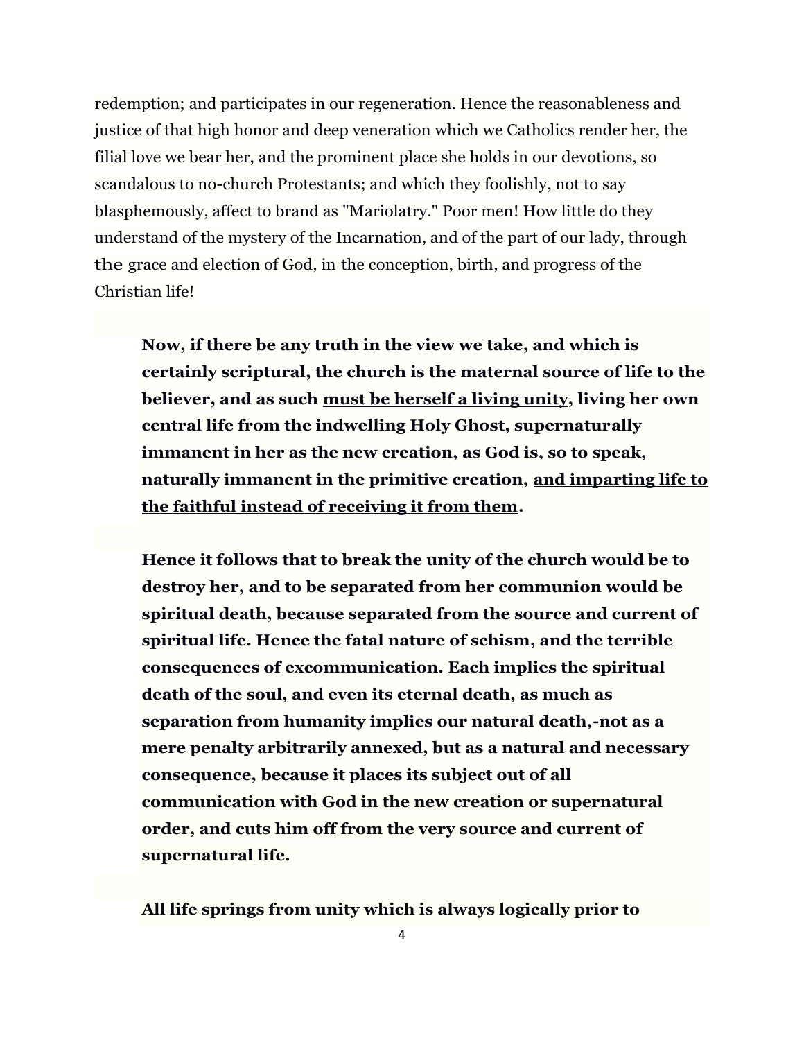redemption; and participates in our regeneration. Hence the reasonableness and justice of that high honor and deep veneration which we Catholics render her, the filial love we bear her, and the prominent place she holds in our devotions, so scandalous to no-church Protestants; and which they foolishly, not to say blasphemously, affect to brand as "Mariolatry." Poor men! How little do they understand of the mystery of the Incarnation, and of the part of our lady, through the grace and election of God, in the conception, birth, and progress of the Christian life!

> **Now, if there be any truth in the view we take, and which is certainly scriptural, the church is the maternal source of life to the believer, and as such <u>must be herself a living unity</u>, living her own central life from the indwelling Holy Ghost, supernaturally immanent in her as the new creation, as God is, so to speak, naturally immanent in the primitive creation, <u>and imparting life to the faithful instead of receiving it from them</u>.**
>
> **Hence it follows that to break the unity of the church would be to destroy her, and to be separated from her communion would be spiritual death, because separated from the source and current of spiritual life. Hence the fatal nature of schism, and the terrible consequences of excommunication. Each implies the spiritual death of the soul, and even its eternal death, as much as separation from humanity implies our natural death,-not as a mere penalty arbitrarily annexed, but as a natural and necessary consequence, because it places its subject out of all communication with God in the new creation or supernatural order, and cuts him off from the very source and current of supernatural life.**
>
> **All life springs from unity which is always logically prior to**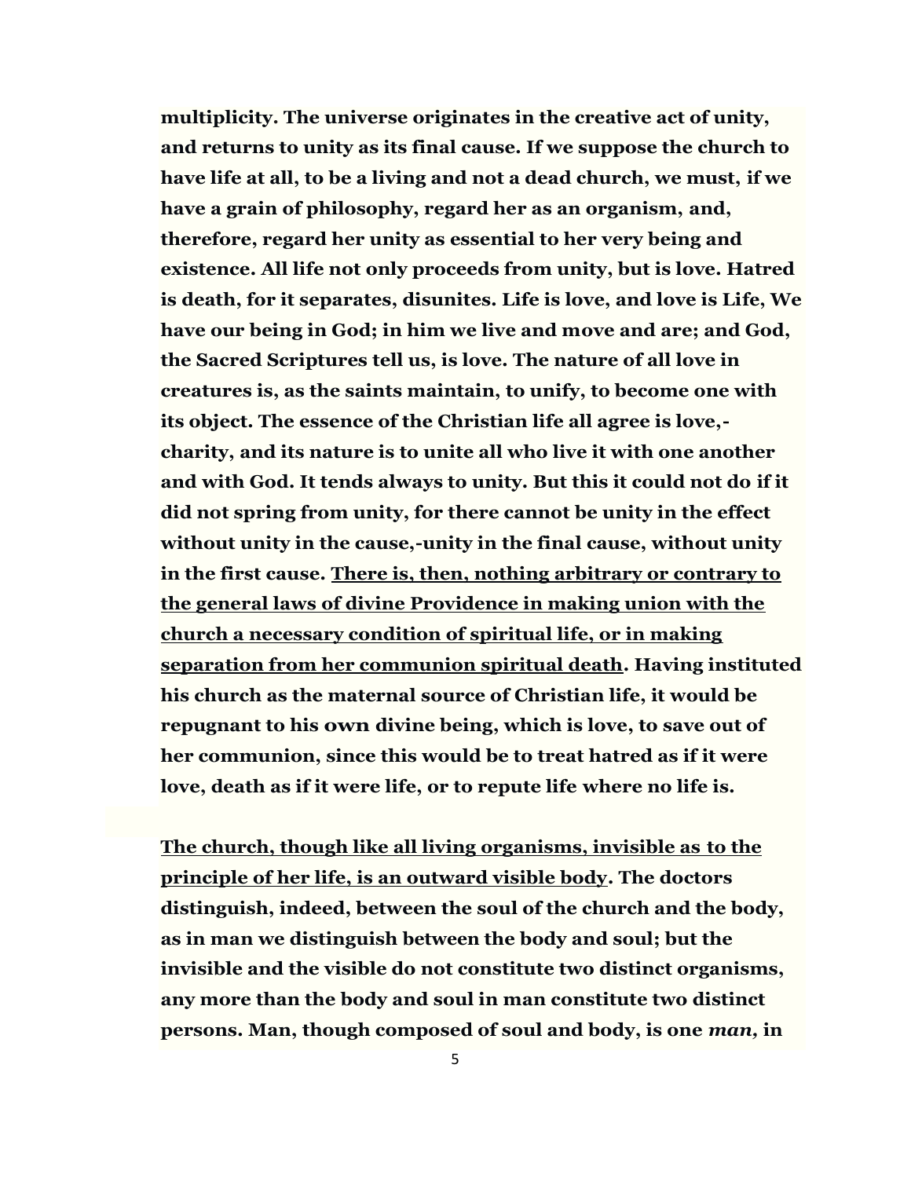**multiplicity. The universe originates in the creative act of unity, and returns to unity as its final cause. If we suppose the church to have life at all, to be a living and not a dead church, we must, if we have a grain of philosophy, regard her as an organism, and, therefore, regard her unity as essential to her very being and existence. All life not only proceeds from unity, but is love. Hatred is death, for it separates, disunites. Life is love, and love is Life, We have our being in God; in him we live and move and are; and God, the Sacred Scriptures tell us, is love. The nature of all love in creatures is, as the saints maintain, to unify, to become one with its object. The essence of the Christian life all agree is love,-charity, and its nature is to unite all who live it with one another and with God. It tends always to unity. But this it could not do if it did not spring from unity, for there cannot be unity in the effect without unity in the cause,-unity in the final cause, without unity in the first cause. <u>There is, then, nothing arbitrary or contrary to the general laws of divine Providence in making union with the church a necessary condition of spiritual life, or in making separation from her communion spiritual death</u>. Having instituted his church as the maternal source of Christian life, it would be repugnant to his own divine being, which is love, to save out of her communion, since this would be to treat hatred as if it were love, death as if it were life, or to repute life where no life is.**

**<u>The church, though like all living organisms, invisible as to the principle of her life, is an outward visible body</u>. The doctors distinguish, indeed, between the soul of the church and the body, as in man we distinguish between the body and soul; but the invisible and the visible do not constitute two distinct organisms, any more than the body and soul in man constitute two distinct persons. Man, though composed of soul and body, is one *man,* in**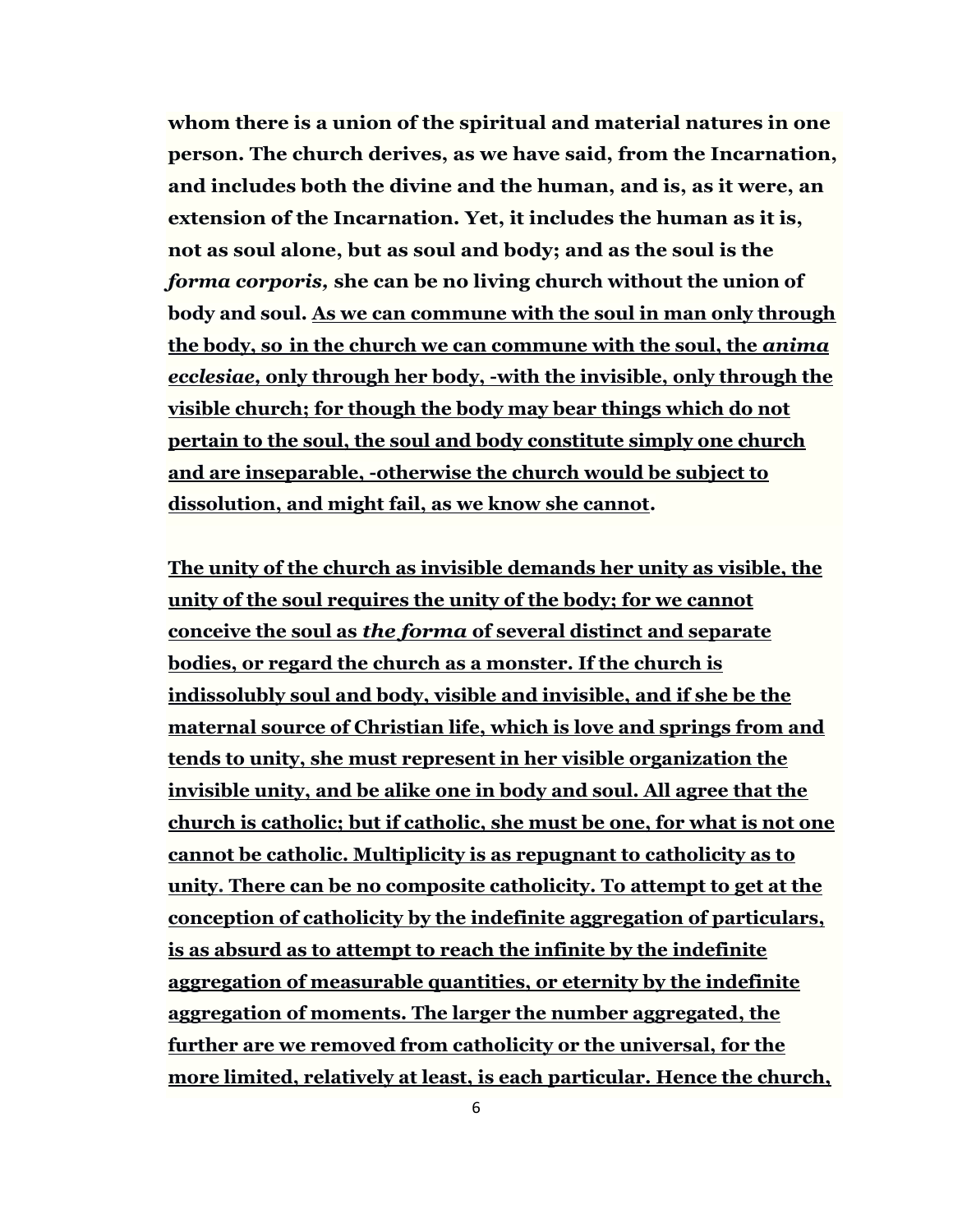**whom there is a union of the spiritual and material natures in one person. The church derives, as we have said, from the Incarnation, and includes both the divine and the human, and is, as it were, an extension of the Incarnation. Yet, it includes the human as it is, not as soul alone, but as soul and body; and as the soul is the *forma corporis,* she can be no living church without the union of body and soul. <u>As we can commune with the soul in man only through the body, so in the church we can commune with the soul, the *anima ecclesiae,* only through her body, -with the invisible, only through the visible church; for though the body may bear things which do not pertain to the soul, the soul and body constitute simply one church and are inseparable, -otherwise the church would be subject to dissolution, and might fail, as we know she cannot</u>.**

**<u>The unity of the church as invisible demands her unity as visible, the unity of the soul requires the unity of the body; for we cannot conceive the soul as *the forma* of several distinct and separate bodies, or regard the church as a monster. If the church is indissolubly soul and body, visible and invisible, and if she be the maternal source of Christian life, which is love and springs from and tends to unity, she must represent in her visible organization the invisible unity, and be alike one in body and soul. All agree that the church is catholic; but if catholic, she must be one, for what is not one cannot be catholic. Multiplicity is as repugnant to catholicity as to unity. There can be no composite catholicity. To attempt to get at the conception of catholicity by the indefinite aggregation of particulars, is as absurd as to attempt to reach the infinite by the indefinite aggregation of measurable quantities, or eternity by the indefinite aggregation of moments. The larger the number aggregated, the further are we removed from catholicity or the universal, for the more limited, relatively at least, is each particular. Hence the church,</u>**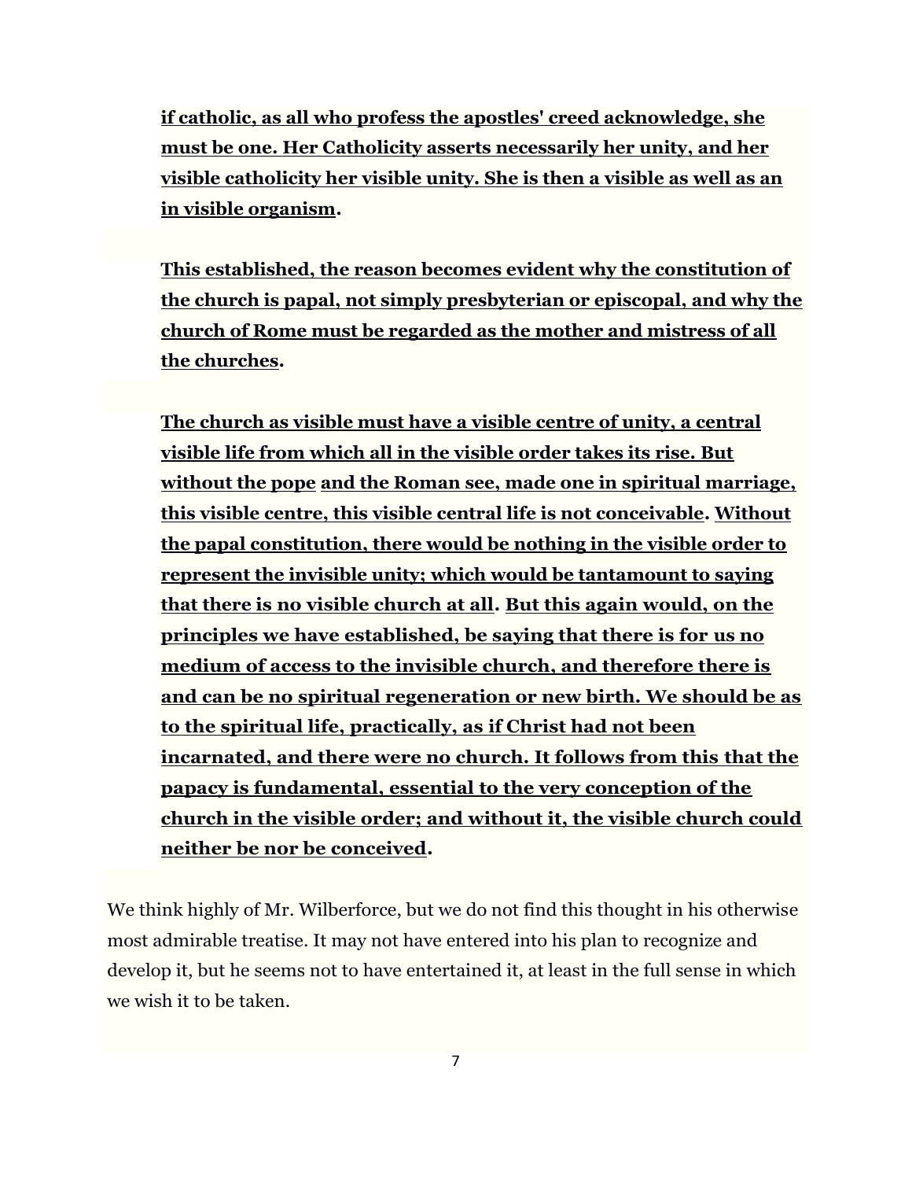**if catholic, as all who profess the apostles' creed acknowledge, she must be one. Her Catholicity asserts necessarily her unity, and her visible catholicity her visible unity. She is then a visible as well as an in visible organism.**

**This established, the reason becomes evident why the constitution of the church is papal, not simply presbyterian or episcopal, and why the church of Rome must be regarded as the mother and mistress of all the churches.**

**The church as visible must have a visible centre of unity, a central visible life from which all in the visible order takes its rise. But without the pope and the Roman see, made one in spiritual marriage, this visible centre, this visible central life is not conceivable. Without the papal constitution, there would be nothing in the visible order to represent the invisible unity; which would be tantamount to saying that there is no visible church at all. But this again would, on the principles we have established, be saying that there is for us no medium of access to the invisible church, and therefore there is and can be no spiritual regeneration or new birth. We should be as to the spiritual life, practically, as if Christ had not been incarnated, and there were no church. It follows from this that the papacy is fundamental, essential to the very conception of the church in the visible order; and without it, the visible church could neither be nor be conceived.**

We think highly of Mr. Wilberforce, but we do not find this thought in his otherwise most admirable treatise. It may not have entered into his plan to recognize and develop it, but he seems not to have entertained it, at least in the full sense in which we wish it to be taken.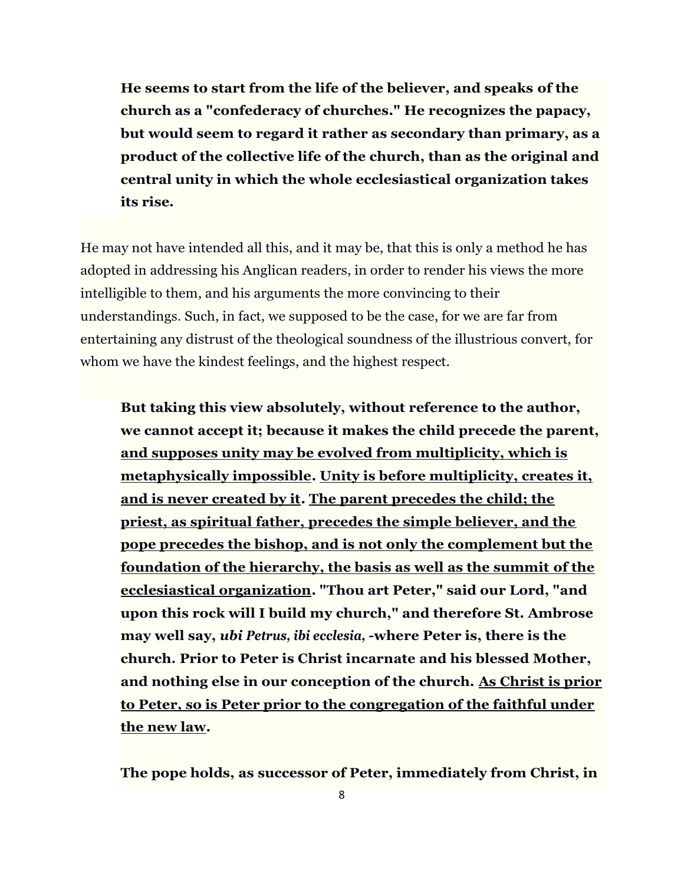> **He seems to start from the life of the believer, and speaks of the church as a "confederacy of churches." He recognizes the papacy, but would seem to regard it rather as secondary than primary, as a product of the collective life of the church, than as the original and central unity in which the whole ecclesiastical organization takes its rise.**

He may not have intended all this, and it may be, that this is only a method he has adopted in addressing his Anglican readers, in order to render his views the more intelligible to them, and his arguments the more convincing to their understandings. Such, in fact, we supposed to be the case, for we are far from entertaining any distrust of the theological soundness of the illustrious convert, for whom we have the kindest feelings, and the highest respect.

> **But taking this view absolutely, without reference to the author, we cannot accept it; because it makes the child precede the parent, <u>and supposes unity may be evolved from multiplicity, which is metaphysically impossible</u>. <u>Unity is before multiplicity, creates it, and is never created by it</u>. <u>The parent precedes the child; the priest, as spiritual father, precedes the simple believer, and the pope precedes the bishop, and is not only the complement but the foundation of the hierarchy, the basis as well as the summit of the ecclesiastical organization</u>. "Thou art Peter," said our Lord, "and upon this rock will I build my church," and therefore St. Ambrose may well say, *ubi Petrus, ibi ecclesia,* -where Peter is, there is the church. Prior to Peter is Christ incarnate and his blessed Mother, and nothing else in our conception of the church. <u>As Christ is prior to Peter, so is Peter prior to the congregation of the faithful under the new law</u>.**
>
> **The pope holds, as successor of Peter, immediately from Christ, in**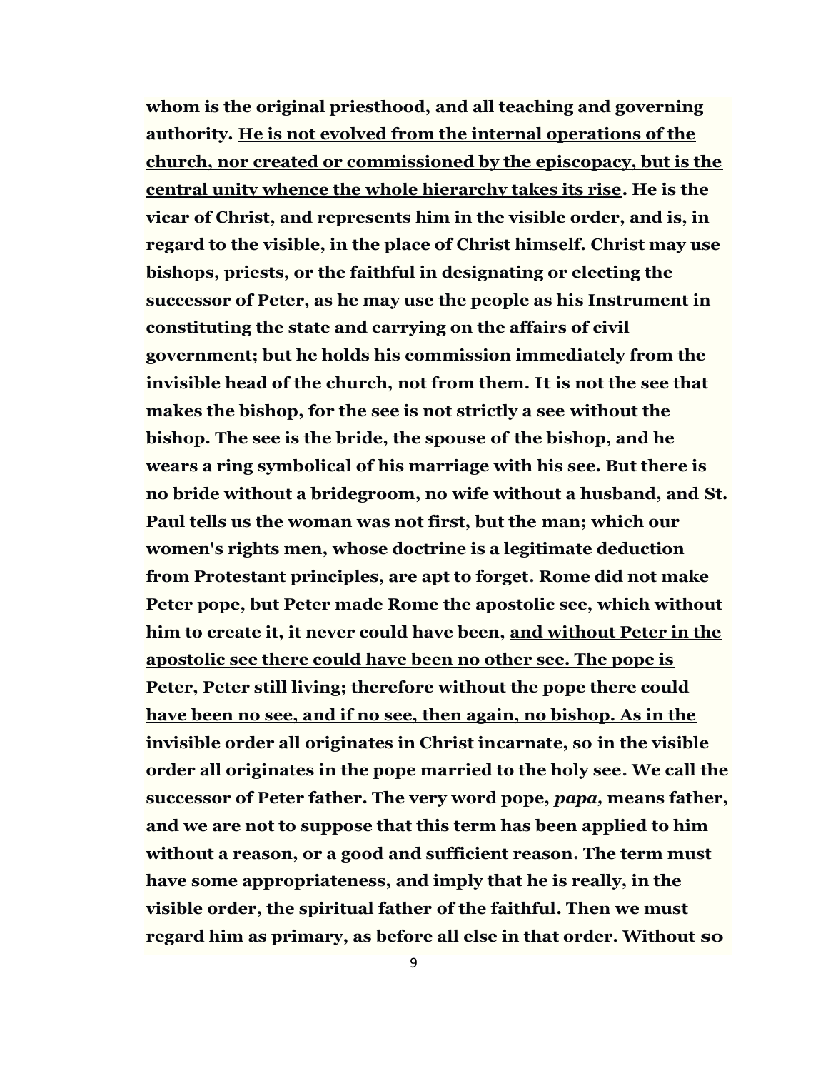**whom is the original priesthood, and all teaching and governing authority. <u>He is not evolved from the internal operations of the church, nor created or commissioned by the episcopacy, but is the central unity whence the whole hierarchy takes its rise</u>. He is the vicar of Christ, and represents him in the visible order, and is, in regard to the visible, in the place of Christ himself. Christ may use bishops, priests, or the faithful in designating or electing the successor of Peter, as he may use the people as his Instrument in constituting the state and carrying on the affairs of civil government; but he holds his commission immediately from the invisible head of the church, not from them. It is not the see that makes the bishop, for the see is not strictly a see without the bishop. The see is the bride, the spouse of the bishop, and he wears a ring symbolical of his marriage with his see. But there is no bride without a bridegroom, no wife without a husband, and St. Paul tells us the woman was not first, but the man; which our women's rights men, whose doctrine is a legitimate deduction from Protestant principles, are apt to forget. Rome did not make Peter pope, but Peter made Rome the apostolic see, which without him to create it, it never could have been, <u>and without Peter in the apostolic see there could have been no other see. The pope is Peter, Peter still living; therefore without the pope there could have been no see, and if no see, then again, no bishop. As in the invisible order all originates in Christ incarnate, so in the visible order all originates in the pope married to the holy see</u>. We call the successor of Peter father. The very word pope, *papa,* means father, and we are not to suppose that this term has been applied to him without a reason, or a good and sufficient reason. The term must have some appropriateness, and imply that he is really, in the visible order, the spiritual father of the faithful. Then we must regard him as primary, as before all else in that order. Without so**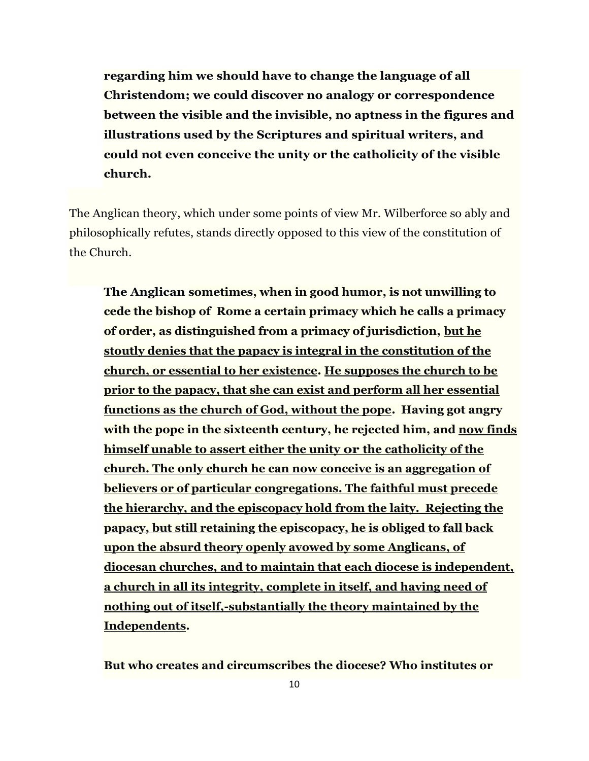> **regarding him we should have to change the language of all Christendom; we could discover no analogy or correspondence between the visible and the invisible, no aptness in the figures and illustrations used by the Scriptures and spiritual writers, and could not even conceive the unity or the catholicity of the visible church.**

The Anglican theory, which under some points of view Mr. Wilberforce so ably and philosophically refutes, stands directly opposed to this view of the constitution of the Church.

> **The Anglican sometimes, when in good humor, is not unwilling to cede the bishop of Rome a certain primacy which he calls a primacy of order, as distinguished from a primacy of jurisdiction, <u>but he stoutly denies that the papacy is integral in the constitution of the church, or essential to her existence</u>. <u>He supposes the church to be prior to the papacy, that she can exist and perform all her essential functions as the church of God, without the pope</u>. Having got angry with the pope in the sixteenth century, he rejected him, and <u>now finds himself unable to assert either the unity or the catholicity of the church. The only church he can now conceive is an aggregation of believers or of particular congregations. The faithful must precede the hierarchy, and the episcopacy hold from the laity. Rejecting the papacy, but still retaining the episcopacy, he is obliged to fall back upon the absurd theory openly avowed by some Anglicans, of diocesan churches, and to maintain that each diocese is independent, a church in all its integrity, complete in itself, and having need of nothing out of itself,-substantially the theory maintained by the Independents</u>.**
>
> **But who creates and circumscribes the diocese? Who institutes or**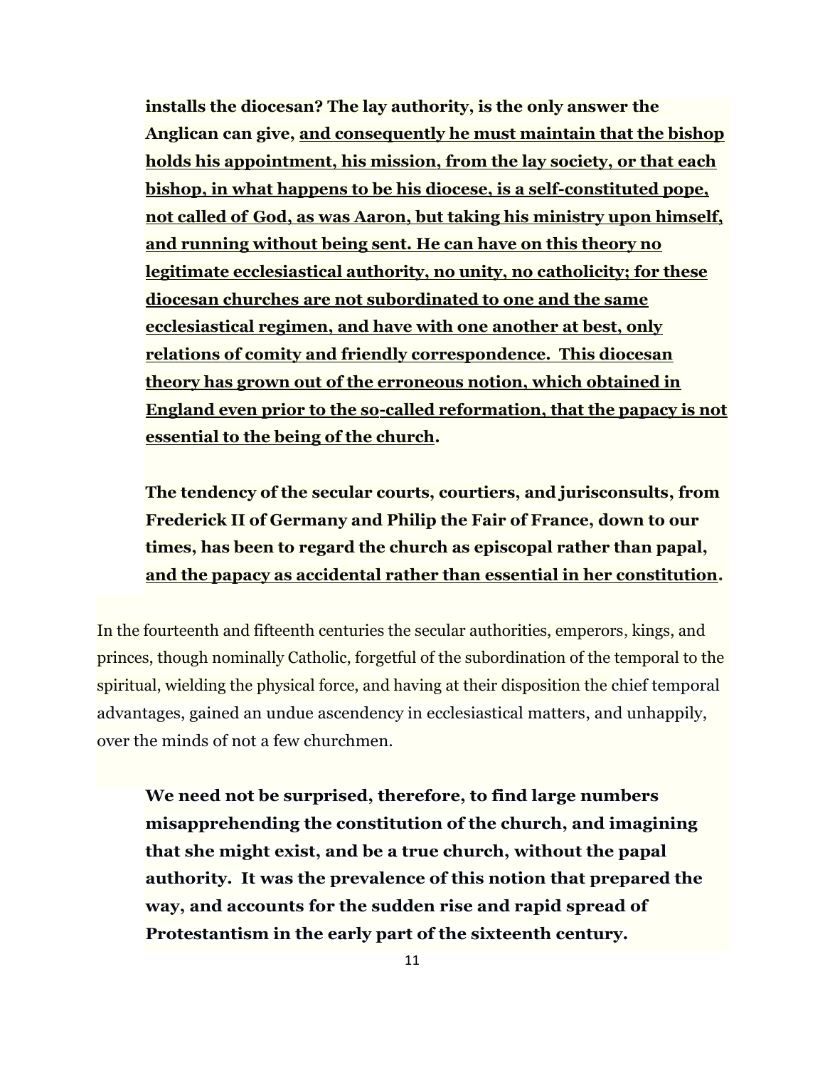**installs the diocesan? The lay authority, is the only answer the Anglican can give, <u>and consequently he must maintain that the bishop holds his appointment, his mission, from the lay society, or that each bishop, in what happens to be his diocese, is a self-constituted pope, not called of God, as was Aaron, but taking his ministry upon himself, and running without being sent. He can have on this theory no legitimate ecclesiastical authority, no unity, no catholicity; for these diocesan churches are not subordinated to one and the same ecclesiastical regimen, and have with one another at best, only relations of comity and friendly correspondence. This diocesan theory has grown out of the erroneous notion, which obtained in England even prior to the so-called reformation, that the papacy is not essential to the being of the church</u>.**

**The tendency of the secular courts, courtiers, and jurisconsults, from Frederick II of Germany and Philip the Fair of France, down to our times, has been to regard the church as episcopal rather than papal, <u>and the papacy as accidental rather than essential in her constitution</u>.**

In the fourteenth and fifteenth centuries the secular authorities, emperors, kings, and princes, though nominally Catholic, forgetful of the subordination of the temporal to the spiritual, wielding the physical force, and having at their disposition the chief temporal advantages, gained an undue ascendency in ecclesiastical matters, and unhappily, over the minds of not a few churchmen.

**We need not be surprised, therefore, to find large numbers misapprehending the constitution of the church, and imagining that she might exist, and be a true church, without the papal authority. It was the prevalence of this notion that prepared the way, and accounts for the sudden rise and rapid spread of Protestantism in the early part of the sixteenth century.**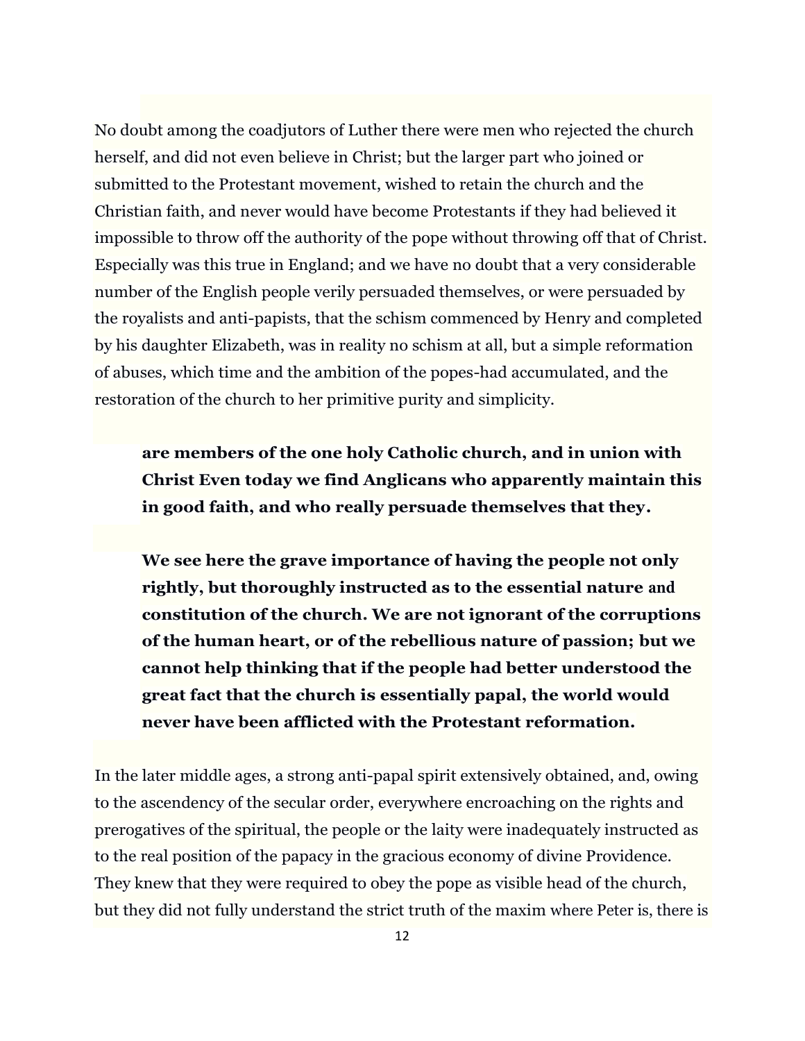No doubt among the coadjutors of Luther there were men who rejected the church herself, and did not even believe in Christ; but the larger part who joined or submitted to the Protestant movement, wished to retain the church and the Christian faith, and never would have become Protestants if they had believed it impossible to throw off the authority of the pope without throwing off that of Christ. Especially was this true in England; and we have no doubt that a very considerable number of the English people verily persuaded themselves, or were persuaded by the royalists and anti-papists, that the schism commenced by Henry and completed by his daughter Elizabeth, was in reality no schism at all, but a simple reformation of abuses, which time and the ambition of the popes-had accumulated, and the restoration of the church to her primitive purity and simplicity.

> **are members of the one holy Catholic church, and in union with Christ Even today we find Anglicans who apparently maintain this in good faith, and who really persuade themselves that they.**
>
> **We see here the grave importance of having the people not only rightly, but thoroughly instructed as to the essential nature and constitution of the church. We are not ignorant of the corruptions of the human heart, or of the rebellious nature of passion; but we cannot help thinking that if the people had better understood the great fact that the church is essentially papal, the world would never have been afflicted with the Protestant reformation.**

In the later middle ages, a strong anti-papal spirit extensively obtained, and, owing to the ascendency of the secular order, everywhere encroaching on the rights and prerogatives of the spiritual, the people or the laity were inadequately instructed as to the real position of the papacy in the gracious economy of divine Providence. They knew that they were required to obey the pope as visible head of the church, but they did not fully understand the strict truth of the maxim where Peter is, there is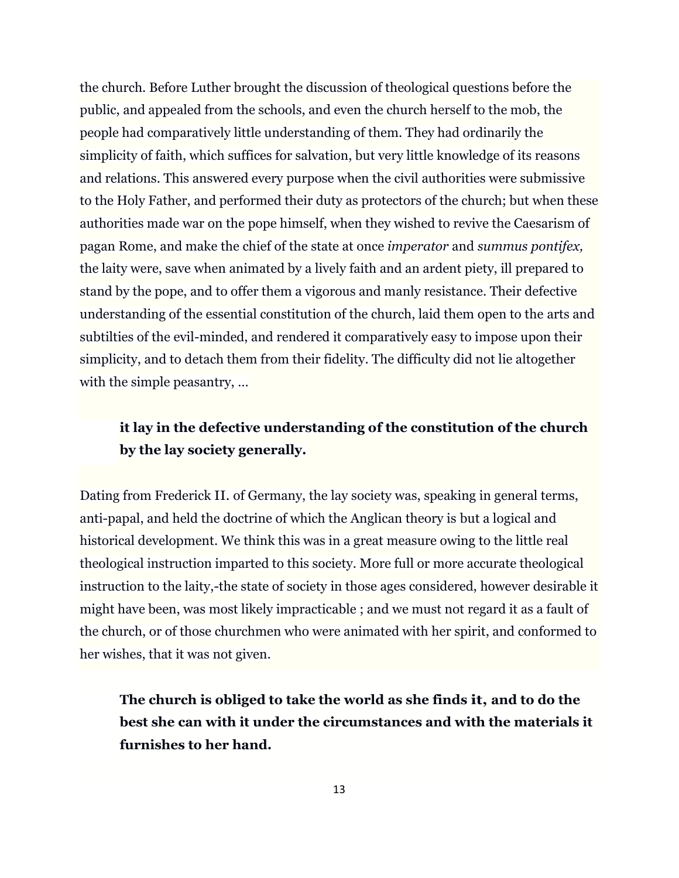the church. Before Luther brought the discussion of theological questions before the public, and appealed from the schools, and even the church herself to the mob, the people had comparatively little understanding of them. They had ordinarily the simplicity of faith, which suffices for salvation, but very little knowledge of its reasons and relations. This answered every purpose when the civil authorities were submissive to the Holy Father, and performed their duty as protectors of the church; but when these authorities made war on the pope himself, when they wished to revive the Caesarism of pagan Rome, and make the chief of the state at once *imperator* and *summus pontifex,* the laity were, save when animated by a lively faith and an ardent piety, ill prepared to stand by the pope, and to offer them a vigorous and manly resistance. Their defective understanding of the essential constitution of the church, laid them open to the arts and subtilties of the evil-minded, and rendered it comparatively easy to impose upon their simplicity, and to detach them from their fidelity. The difficulty did not lie altogether with the simple peasantry, ...

> **it lay in the defective understanding of the constitution of the church by the lay society generally.**

Dating from Frederick II. of Germany, the lay society was, speaking in general terms, anti-papal, and held the doctrine of which the Anglican theory is but a logical and historical development. We think this was in a great measure owing to the little real theological instruction imparted to this society. More full or more accurate theological instruction to the laity,-the state of society in those ages considered, however desirable it might have been, was most likely impracticable ; and we must not regard it as a fault of the church, or of those churchmen who were animated with her spirit, and conformed to her wishes, that it was not given.

> **The church is obliged to take the world as she finds it, and to do the best she can with it under the circumstances and with the materials it furnishes to her hand.**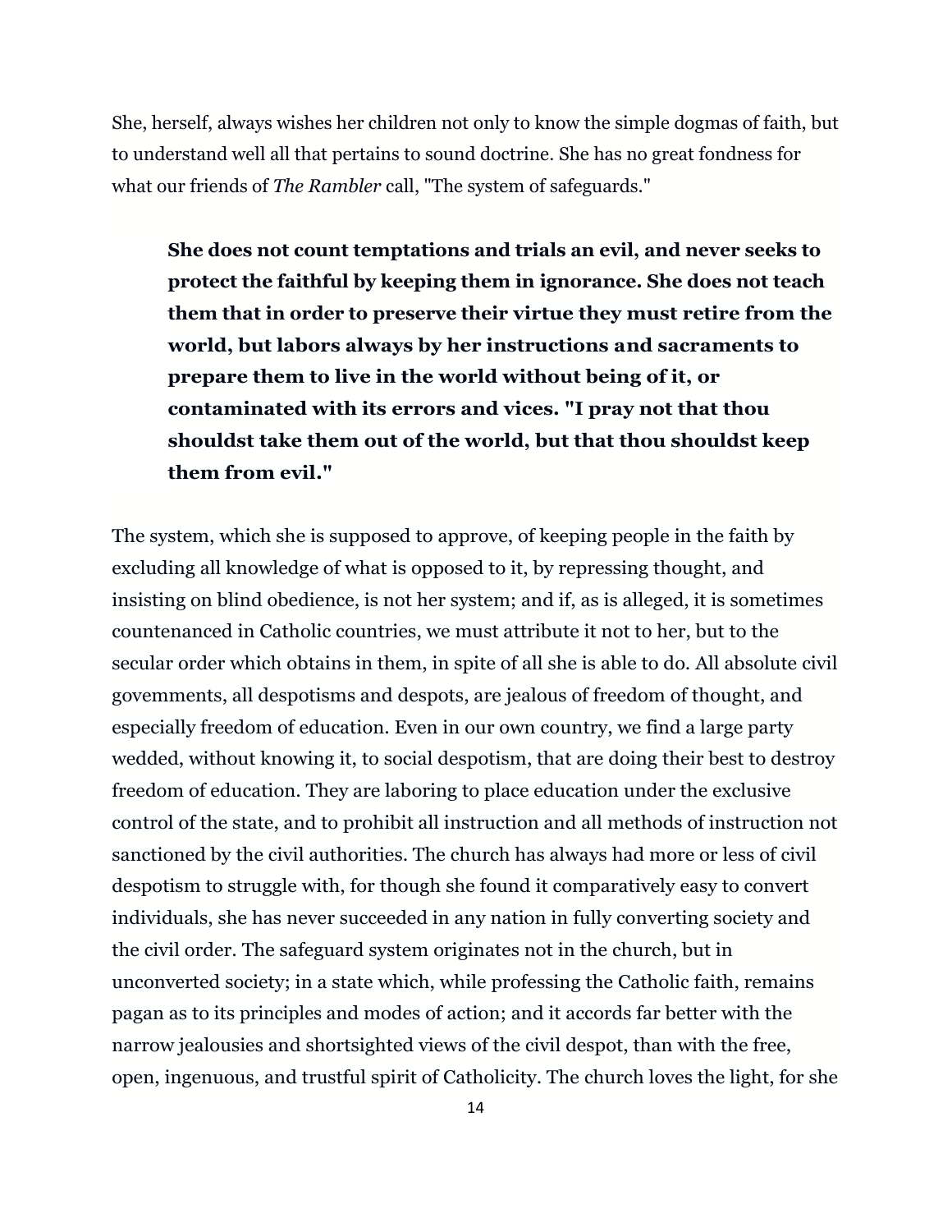She, herself, always wishes her children not only to know the simple dogmas of faith, but to understand well all that pertains to sound doctrine. She has no great fondness for what our friends of *The Rambler* call, "The system of safeguards."

> **She does not count temptations and trials an evil, and never seeks to protect the faithful by keeping them in ignorance. She does not teach them that in order to preserve their virtue they must retire from the world, but labors always by her instructions and sacraments to prepare them to live in the world without being of it, or contaminated with its errors and vices. "I pray not that thou shouldst take them out of the world, but that thou shouldst keep them from evil."**

The system, which she is supposed to approve, of keeping people in the faith by excluding all knowledge of what is opposed to it, by repressing thought, and insisting on blind obedience, is not her system; and if, as is alleged, it is sometimes countenanced in Catholic countries, we must attribute it not to her, but to the secular order which obtains in them, in spite of all she is able to do. All absolute civil govemments, all despotisms and despots, are jealous of freedom of thought, and especially freedom of education. Even in our own country, we find a large party wedded, without knowing it, to social despotism, that are doing their best to destroy freedom of education. They are laboring to place education under the exclusive control of the state, and to prohibit all instruction and all methods of instruction not sanctioned by the civil authorities. The church has always had more or less of civil despotism to struggle with, for though she found it comparatively easy to convert individuals, she has never succeeded in any nation in fully converting society and the civil order. The safeguard system originates not in the church, but in unconverted society; in a state which, while professing the Catholic faith, remains pagan as to its principles and modes of action; and it accords far better with the narrow jealousies and shortsighted views of the civil despot, than with the free, open, ingenuous, and trustful spirit of Catholicity. The church loves the light, for she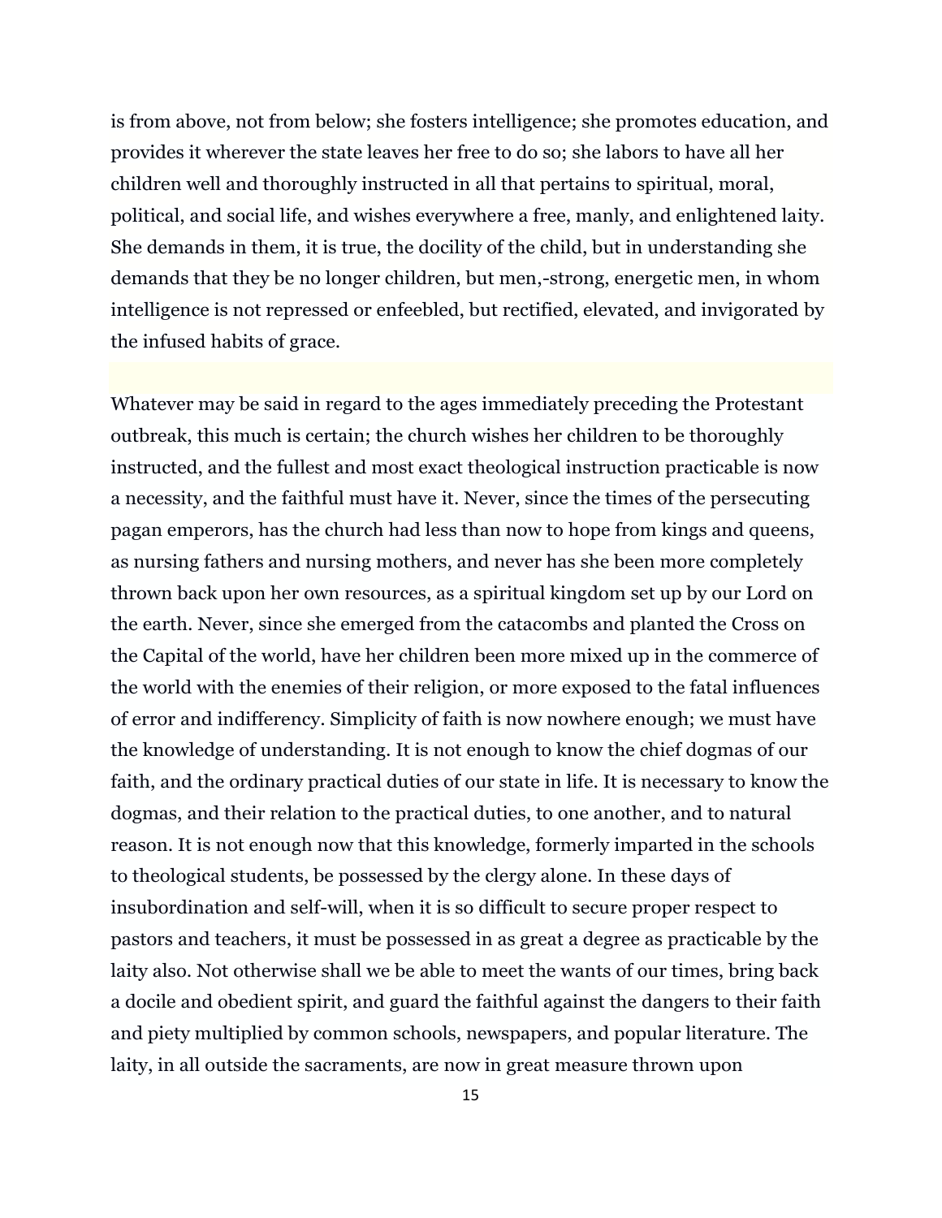is from above, not from below; she fosters intelligence; she promotes education, and provides it wherever the state leaves her free to do so; she labors to have all her children well and thoroughly instructed in all that pertains to spiritual, moral, political, and social life, and wishes everywhere a free, manly, and enlightened laity. She demands in them, it is true, the docility of the child, but in understanding she demands that they be no longer children, but men,-strong, energetic men, in whom intelligence is not repressed or enfeebled, but rectified, elevated, and invigorated by the infused habits of grace.

Whatever may be said in regard to the ages immediately preceding the Protestant outbreak, this much is certain; the church wishes her children to be thoroughly instructed, and the fullest and most exact theological instruction practicable is now a necessity, and the faithful must have it. Never, since the times of the persecuting pagan emperors, has the church had less than now to hope from kings and queens, as nursing fathers and nursing mothers, and never has she been more completely thrown back upon her own resources, as a spiritual kingdom set up by our Lord on the earth. Never, since she emerged from the catacombs and planted the Cross on the Capital of the world, have her children been more mixed up in the commerce of the world with the enemies of their religion, or more exposed to the fatal influences of error and indifferency. Simplicity of faith is now nowhere enough; we must have the knowledge of understanding. It is not enough to know the chief dogmas of our faith, and the ordinary practical duties of our state in life. It is necessary to know the dogmas, and their relation to the practical duties, to one another, and to natural reason. It is not enough now that this knowledge, formerly imparted in the schools to theological students, be possessed by the clergy alone. In these days of insubordination and self-will, when it is so difficult to secure proper respect to pastors and teachers, it must be possessed in as great a degree as practicable by the laity also. Not otherwise shall we be able to meet the wants of our times, bring back a docile and obedient spirit, and guard the faithful against the dangers to their faith and piety multiplied by common schools, newspapers, and popular literature. The laity, in all outside the sacraments, are now in great measure thrown upon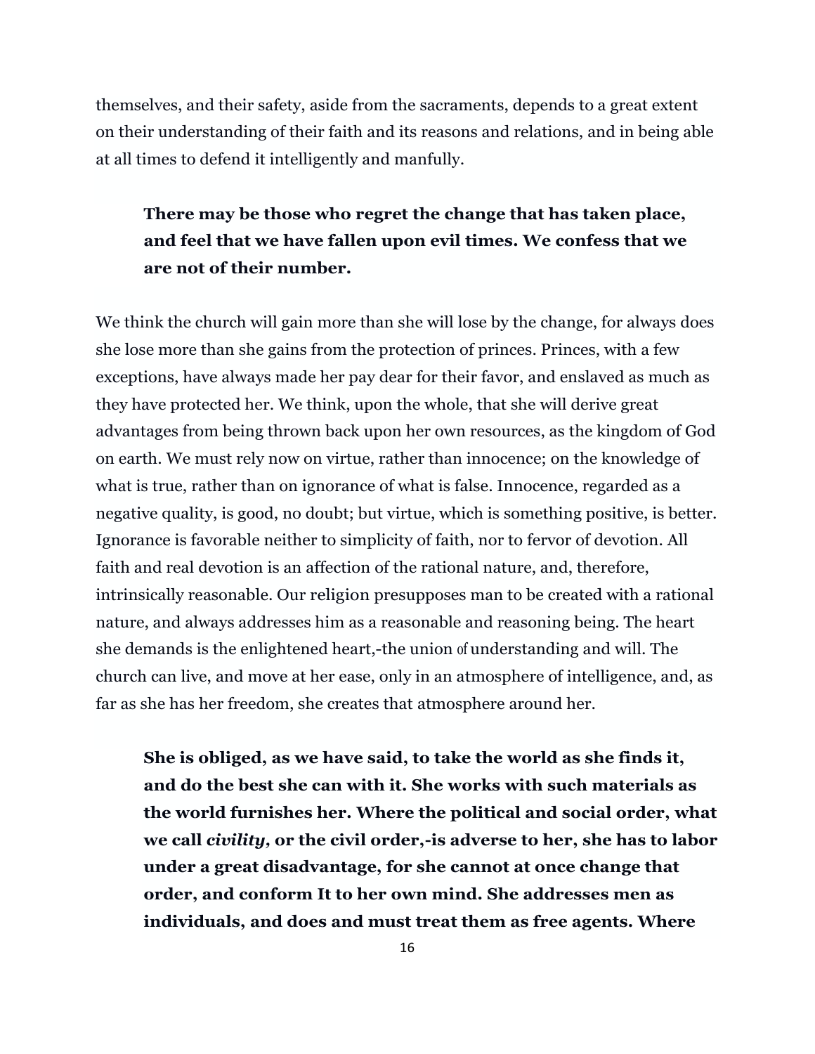themselves, and their safety, aside from the sacraments, depends to a great extent on their understanding of their faith and its reasons and relations, and in being able at all times to defend it intelligently and manfully.

> **There may be those who regret the change that has taken place, and feel that we have fallen upon evil times. We confess that we are not of their number.**

We think the church will gain more than she will lose by the change, for always does she lose more than she gains from the protection of princes. Princes, with a few exceptions, have always made her pay dear for their favor, and enslaved as much as they have protected her. We think, upon the whole, that she will derive great advantages from being thrown back upon her own resources, as the kingdom of God on earth. We must rely now on virtue, rather than innocence; on the knowledge of what is true, rather than on ignorance of what is false. Innocence, regarded as a negative quality, is good, no doubt; but virtue, which is something positive, is better. Ignorance is favorable neither to simplicity of faith, nor to fervor of devotion. All faith and real devotion is an affection of the rational nature, and, therefore, intrinsically reasonable. Our religion presupposes man to be created with a rational nature, and always addresses him as a reasonable and reasoning being. The heart she demands is the enlightened heart,-the union of understanding and will. The church can live, and move at her ease, only in an atmosphere of intelligence, and, as far as she has her freedom, she creates that atmosphere around her.

> **She is obliged, as we have said, to take the world as she finds it, and do the best she can with it. She works with such materials as the world furnishes her. Where the political and social order, what we call *civility,* or the civil order,-is adverse to her, she has to labor under a great disadvantage, for she cannot at once change that order, and conform It to her own mind. She addresses men as individuals, and does and must treat them as free agents. Where**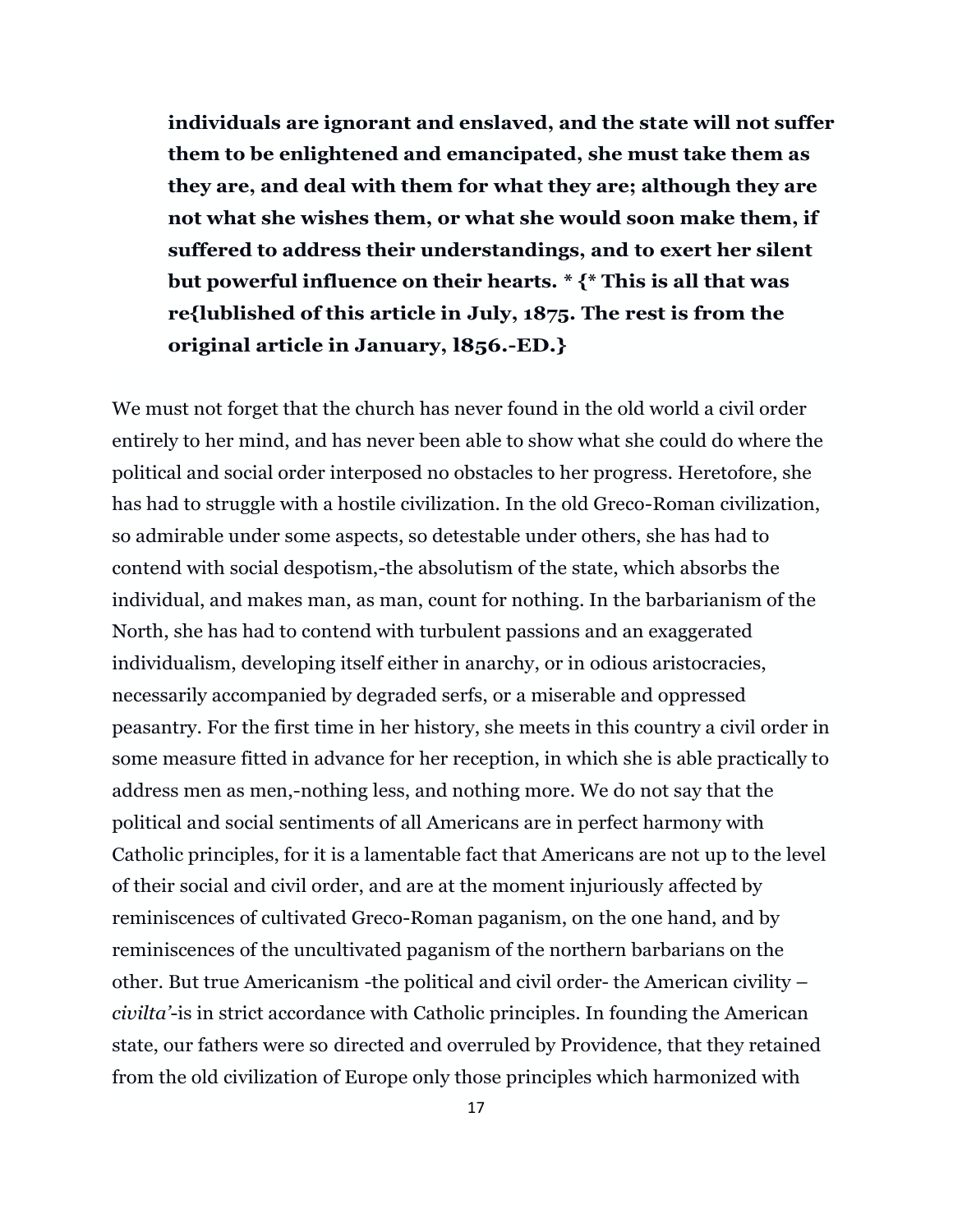**individuals are ignorant and enslaved, and the state will not suffer them to be enlightened and emancipated, she must take them as they are, and deal with them for what they are; although they are not what she wishes them, or what she would soon make them, if suffered to address their understandings, and to exert her silent but powerful influence on their hearts. * {* This is all that was re{lublished of this article in July, 1875. The rest is from the original article in January, l856.-ED.}**

We must not forget that the church has never found in the old world a civil order entirely to her mind, and has never been able to show what she could do where the political and social order interposed no obstacles to her progress. Heretofore, she has had to struggle with a hostile civilization. In the old Greco-Roman civilization, so admirable under some aspects, so detestable under others, she has had to contend with social despotism,-the absolutism of the state, which absorbs the individual, and makes man, as man, count for nothing. In the barbarianism of the North, she has had to contend with turbulent passions and an exaggerated individualism, developing itself either in anarchy, or in odious aristocracies, necessarily accompanied by degraded serfs, or a miserable and oppressed peasantry. For the first time in her history, she meets in this country a civil order in some measure fitted in advance for her reception, in which she is able practically to address men as men,-nothing less, and nothing more. We do not say that the political and social sentiments of all Americans are in perfect harmony with Catholic principles, for it is a lamentable fact that Americans are not up to the level of their social and civil order, and are at the moment injuriously affected by reminiscences of cultivated Greco-Roman paganism, on the one hand, and by reminiscences of the uncultivated paganism of the northern barbarians on the other. But true Americanism -the political and civil order- the American civility – *civilta'*-is in strict accordance with Catholic principles. In founding the American state, our fathers were so directed and overruled by Providence, that they retained from the old civilization of Europe only those principles which harmonized with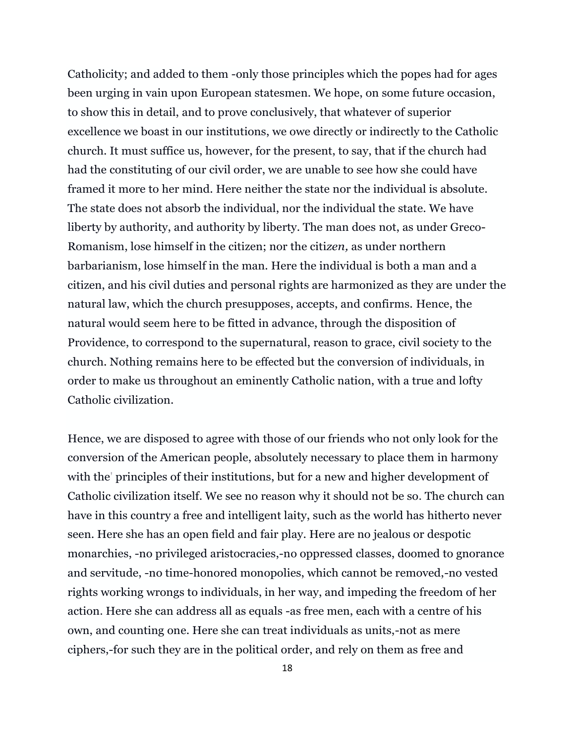Catholicity; and added to them -only those principles which the popes had for ages been urging in vain upon European statesmen. We hope, on some future occasion, to show this in detail, and to prove conclusively, that whatever of superior excellence we boast in our institutions, we owe directly or indirectly to the Catholic church. It must suffice us, however, for the present, to say, that if the church had had the constituting of our civil order, we are unable to see how she could have framed it more to her mind. Here neither the state nor the individual is absolute. The state does not absorb the individual, nor the individual the state. We have liberty by authority, and authority by liberty. The man does not, as under Greco-Romanism, lose himself in the citizen; nor the citi*zen,* as under northern barbarianism, lose himself in the man. Here the individual is both a man and a citizen, and his civil duties and personal rights are harmonized as they are under the natural law, which the church presupposes, accepts, and confirms. Hence, the natural would seem here to be fitted in advance, through the disposition of Providence, to correspond to the supernatural, reason to grace, civil society to the church. Nothing remains here to be effected but the conversion of individuals, in order to make us throughout an eminently Catholic nation, with a true and lofty Catholic civilization.

Hence, we are disposed to agree with those of our friends who not only look for the conversion of the American people, absolutely necessary to place them in harmony with the' principles of their institutions, but for a new and higher development of Catholic civilization itself. We see no reason why it should not be so. The church can have in this country a free and intelligent laity, such as the world has hitherto never seen. Here she has an open field and fair play. Here are no jealous or despotic monarchies, -no privileged aristocracies,-no oppressed classes, doomed to gnorance and servitude, -no time-honored monopolies, which cannot be removed,-no vested rights working wrongs to individuals, in her way, and impeding the freedom of her action. Here she can address all as equals -as free men, each with a centre of his own, and counting one. Here she can treat individuals as units,-not as mere ciphers,-for such they are in the political order, and rely on them as free and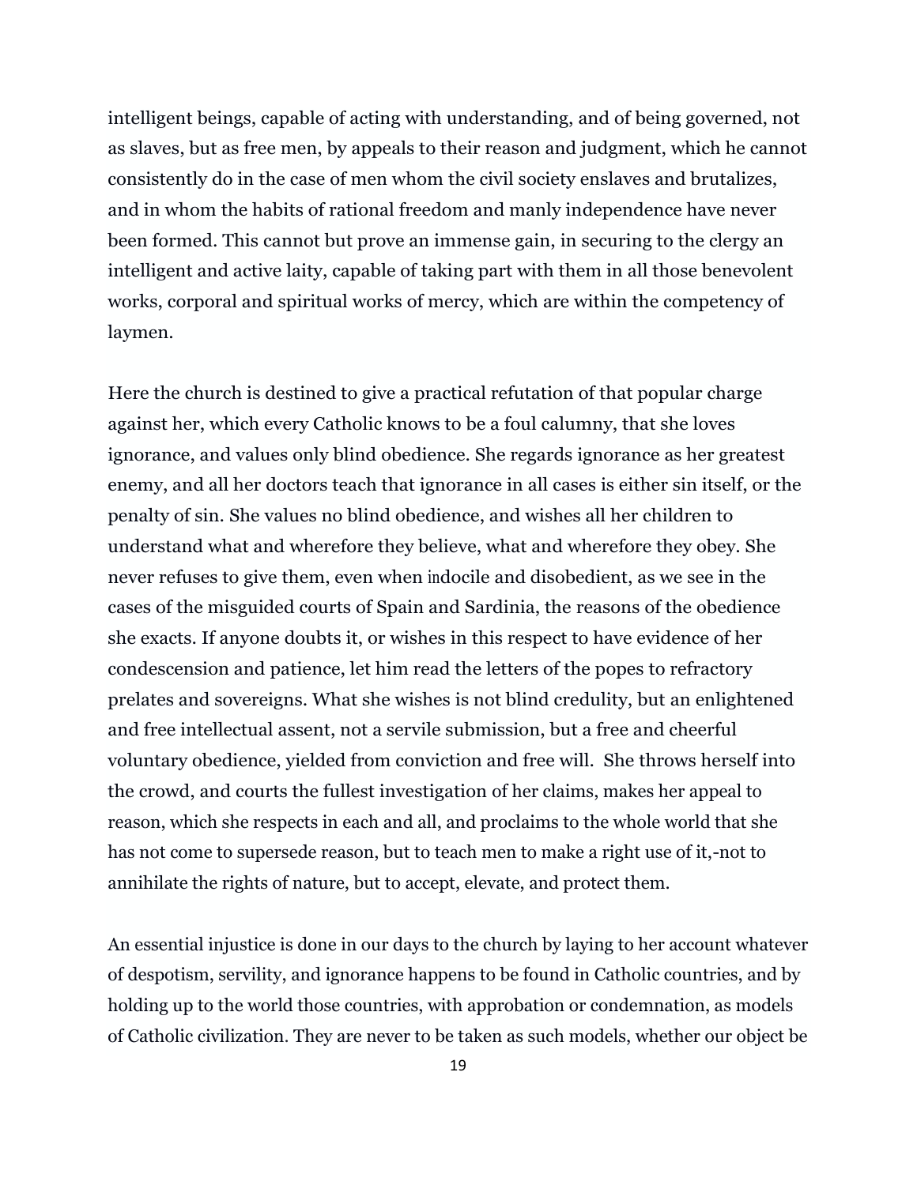intelligent beings, capable of acting with understanding, and of being governed, not as slaves, but as free men, by appeals to their reason and judgment, which he cannot consistently do in the case of men whom the civil society enslaves and brutalizes, and in whom the habits of rational freedom and manly independence have never been formed. This cannot but prove an immense gain, in securing to the clergy an intelligent and active laity, capable of taking part with them in all those benevolent works, corporal and spiritual works of mercy, which are within the competency of laymen.

Here the church is destined to give a practical refutation of that popular charge against her, which every Catholic knows to be a foul calumny, that she loves ignorance, and values only blind obedience. She regards ignorance as her greatest enemy, and all her doctors teach that ignorance in all cases is either sin itself, or the penalty of sin. She values no blind obedience, and wishes all her children to understand what and wherefore they believe, what and wherefore they obey. She never refuses to give them, even when indocile and disobedient, as we see in the cases of the misguided courts of Spain and Sardinia, the reasons of the obedience she exacts. If anyone doubts it, or wishes in this respect to have evidence of her condescension and patience, let him read the letters of the popes to refractory prelates and sovereigns. What she wishes is not blind credulity, but an enlightened and free intellectual assent, not a servile submission, but a free and cheerful voluntary obedience, yielded from conviction and free will. She throws herself into the crowd, and courts the fullest investigation of her claims, makes her appeal to reason, which she respects in each and all, and proclaims to the whole world that she has not come to supersede reason, but to teach men to make a right use of it,-not to annihilate the rights of nature, but to accept, elevate, and protect them.

An essential injustice is done in our days to the church by laying to her account whatever of despotism, servility, and ignorance happens to be found in Catholic countries, and by holding up to the world those countries, with approbation or condemnation, as models of Catholic civilization. They are never to be taken as such models, whether our object be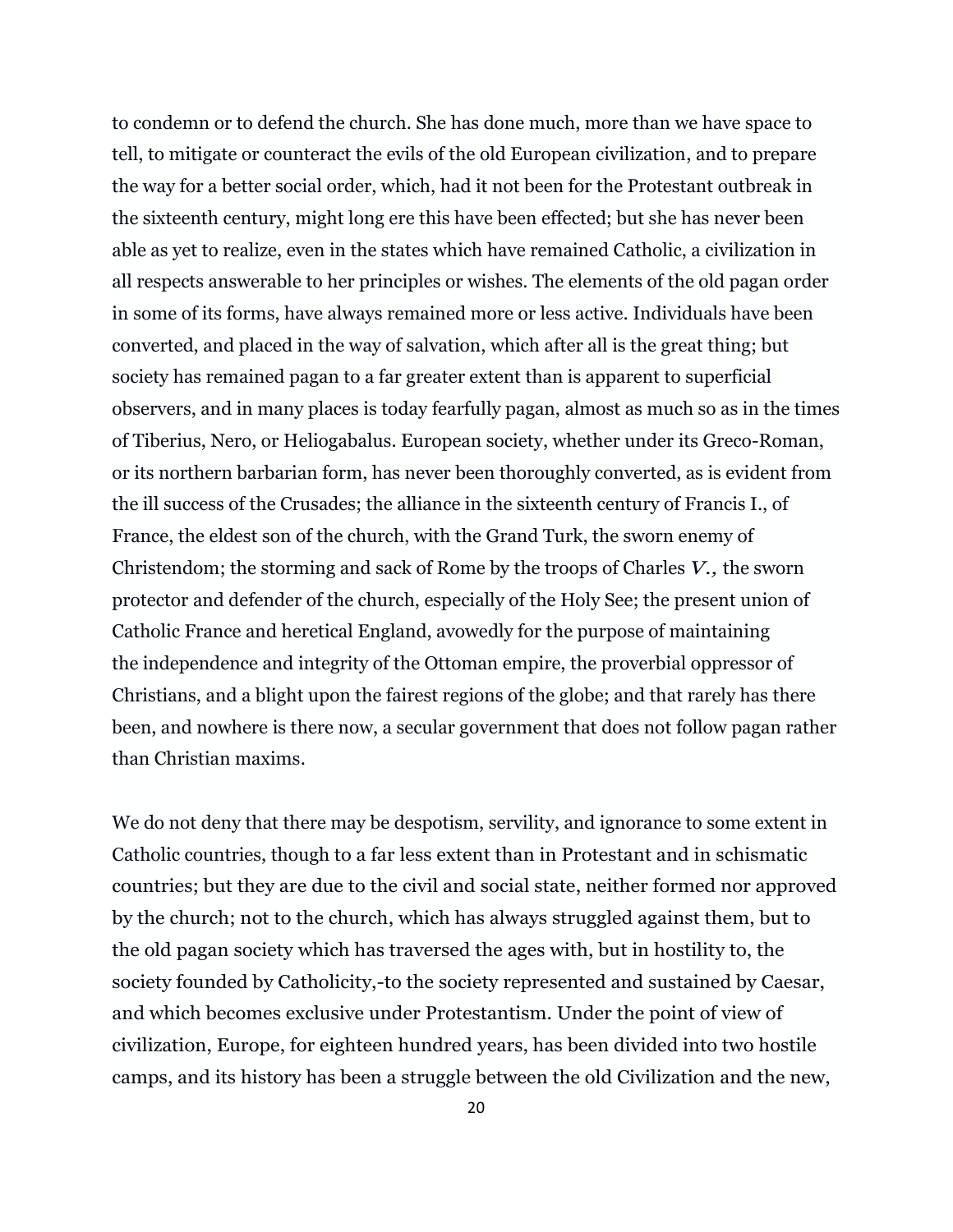to condemn or to defend the church. She has done much, more than we have space to tell, to mitigate or counteract the evils of the old European civilization, and to prepare the way for a better social order, which, had it not been for the Protestant outbreak in the sixteenth century, might long ere this have been effected; but she has never been able as yet to realize, even in the states which have remained Catholic, a civilization in all respects answerable to her principles or wishes. The elements of the old pagan order in some of its forms, have always remained more or less active. Individuals have been converted, and placed in the way of salvation, which after all is the great thing; but society has remained pagan to a far greater extent than is apparent to superficial observers, and in many places is today fearfully pagan, almost as much so as in the times of Tiberius, Nero, or Heliogabalus. European society, whether under its Greco-Roman, or its northern barbarian form, has never been thoroughly converted, as is evident from the ill success of the Crusades; the alliance in the sixteenth century of Francis I., of France, the eldest son of the church, with the Grand Turk, the sworn enemy of Christendom; the storming and sack of Rome by the troops of Charles *V.,* the sworn protector and defender of the church, especially of the Holy See; the present union of Catholic France and heretical England, avowedly for the purpose of maintaining the independence and integrity of the Ottoman empire, the proverbial oppressor of Christians, and a blight upon the fairest regions of the globe; and that rarely has there been, and nowhere is there now, a secular government that does not follow pagan rather than Christian maxims.

We do not deny that there may be despotism, servility, and ignorance to some extent in Catholic countries, though to a far less extent than in Protestant and in schismatic countries; but they are due to the civil and social state, neither formed nor approved by the church; not to the church, which has always struggled against them, but to the old pagan society which has traversed the ages with, but in hostility to, the society founded by Catholicity,-to the society represented and sustained by Caesar, and which becomes exclusive under Protestantism. Under the point of view of civilization, Europe, for eighteen hundred years, has been divided into two hostile camps, and its history has been a struggle between the old Civilization and the new,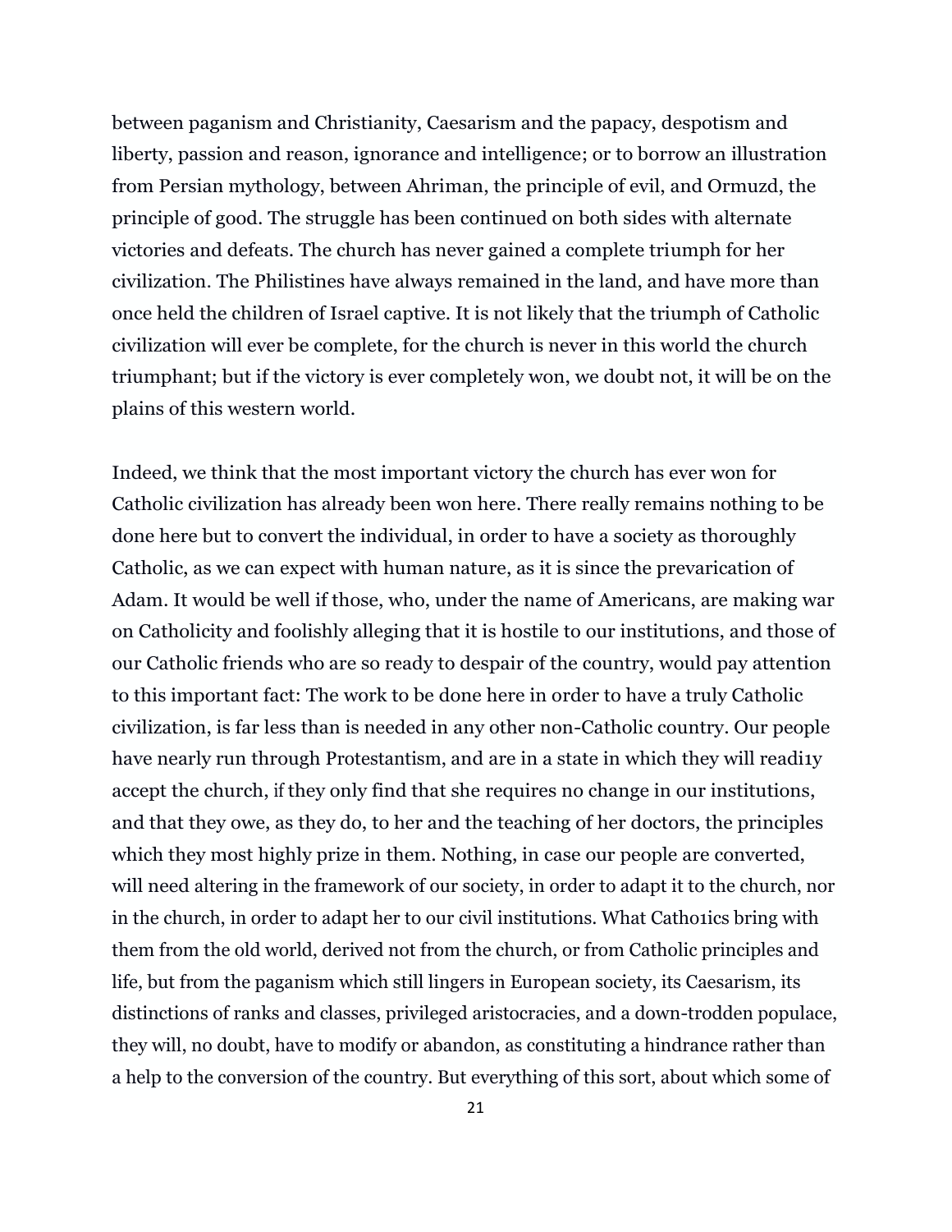between paganism and Christianity, Caesarism and the papacy, despotism and liberty, passion and reason, ignorance and intelligence; or to borrow an illustration from Persian mythology, between Ahriman, the principle of evil, and Ormuzd, the principle of good. The struggle has been continued on both sides with alternate victories and defeats. The church has never gained a complete triumph for her civilization. The Philistines have always remained in the land, and have more than once held the children of Israel captive. It is not likely that the triumph of Catholic civilization will ever be complete, for the church is never in this world the church triumphant; but if the victory is ever completely won, we doubt not, it will be on the plains of this western world.

Indeed, we think that the most important victory the church has ever won for Catholic civilization has already been won here. There really remains nothing to be done here but to convert the individual, in order to have a society as thoroughly Catholic, as we can expect with human nature, as it is since the prevarication of Adam. It would be well if those, who, under the name of Americans, are making war on Catholicity and foolishly alleging that it is hostile to our institutions, and those of our Catholic friends who are so ready to despair of the country, would pay attention to this important fact: The work to be done here in order to have a truly Catholic civilization, is far less than is needed in any other non-Catholic country. Our people have nearly run through Protestantism, and are in a state in which they will readi1y accept the church, if they only find that she requires no change in our institutions, and that they owe, as they do, to her and the teaching of her doctors, the principles which they most highly prize in them. Nothing, in case our people are converted, will need altering in the framework of our society, in order to adapt it to the church, nor in the church, in order to adapt her to our civil institutions. What Catho1ics bring with them from the old world, derived not from the church, or from Catholic principles and life, but from the paganism which still lingers in European society, its Caesarism, its distinctions of ranks and classes, privileged aristocracies, and a down-trodden populace, they will, no doubt, have to modify or abandon, as constituting a hindrance rather than a help to the conversion of the country. But everything of this sort, about which some of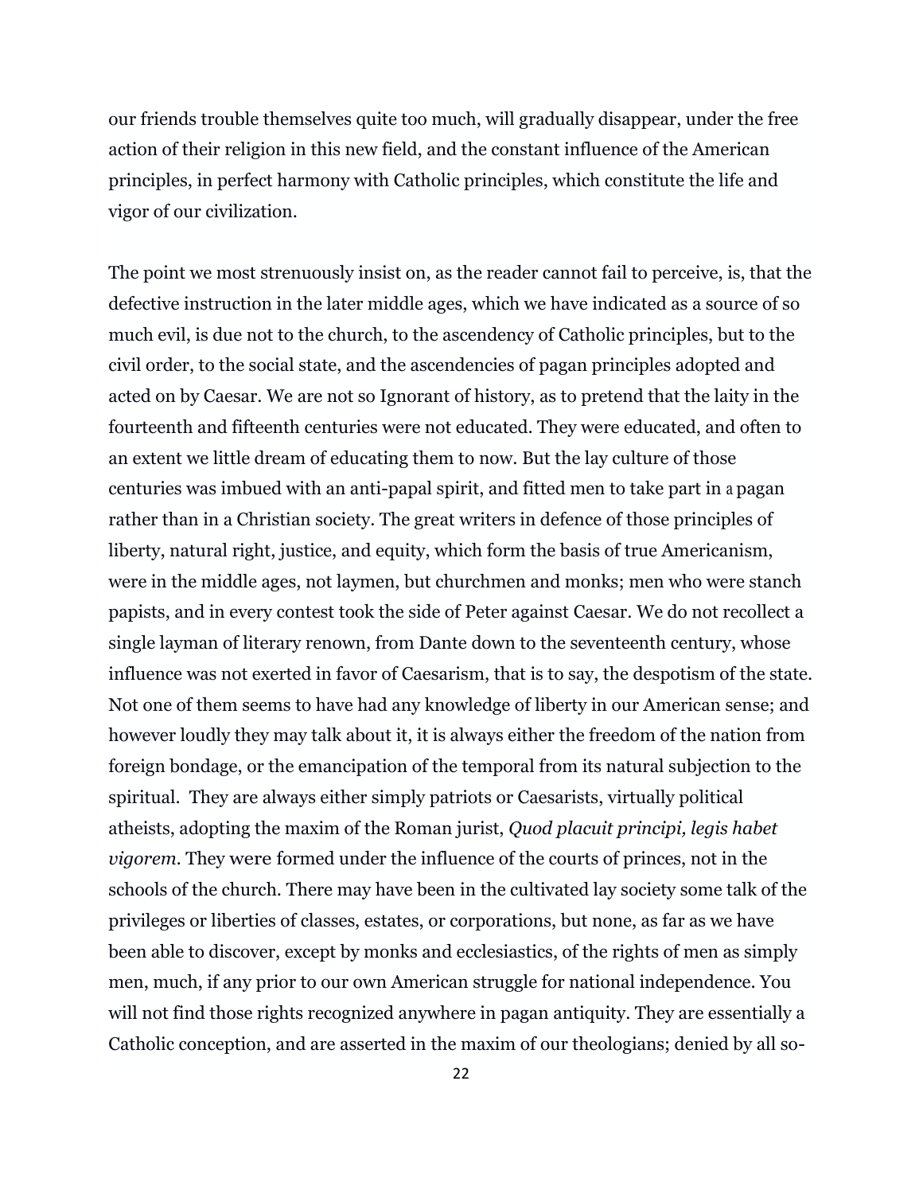our friends trouble themselves quite too much, will gradually disappear, under the free action of their religion in this new field, and the constant influence of the American principles, in perfect harmony with Catholic principles, which constitute the life and vigor of our civilization.

The point we most strenuously insist on, as the reader cannot fail to perceive, is, that the defective instruction in the later middle ages, which we have indicated as a source of so much evil, is due not to the church, to the ascendency of Catholic principles, but to the civil order, to the social state, and the ascendencies of pagan principles adopted and acted on by Caesar. We are not so Ignorant of history, as to pretend that the laity in the fourteenth and fifteenth centuries were not educated. They were educated, and often to an extent we little dream of educating them to now. But the lay culture of those centuries was imbued with an anti-papal spirit, and fitted men to take part in a pagan rather than in a Christian society. The great writers in defence of those principles of liberty, natural right, justice, and equity, which form the basis of true Americanism, were in the middle ages, not laymen, but churchmen and monks; men who were stanch papists, and in every contest took the side of Peter against Caesar. We do not recollect a single layman of literary renown, from Dante down to the seventeenth century, whose influence was not exerted in favor of Caesarism, that is to say, the despotism of the state. Not one of them seems to have had any knowledge of liberty in our American sense; and however loudly they may talk about it, it is always either the freedom of the nation from foreign bondage, or the emancipation of the temporal from its natural subjection to the spiritual. They are always either simply patriots or Caesarists, virtually political atheists, adopting the maxim of the Roman jurist, *Quod placuit principi, legis habet vigorem*. They were formed under the influence of the courts of princes, not in the schools of the church. There may have been in the cultivated lay society some talk of the privileges or liberties of classes, estates, or corporations, but none, as far as we have been able to discover, except by monks and ecclesiastics, of the rights of men as simply men, much, if any prior to our own American struggle for national independence. You will not find those rights recognized anywhere in pagan antiquity. They are essentially a Catholic conception, and are asserted in the maxim of our theologians; denied by all so-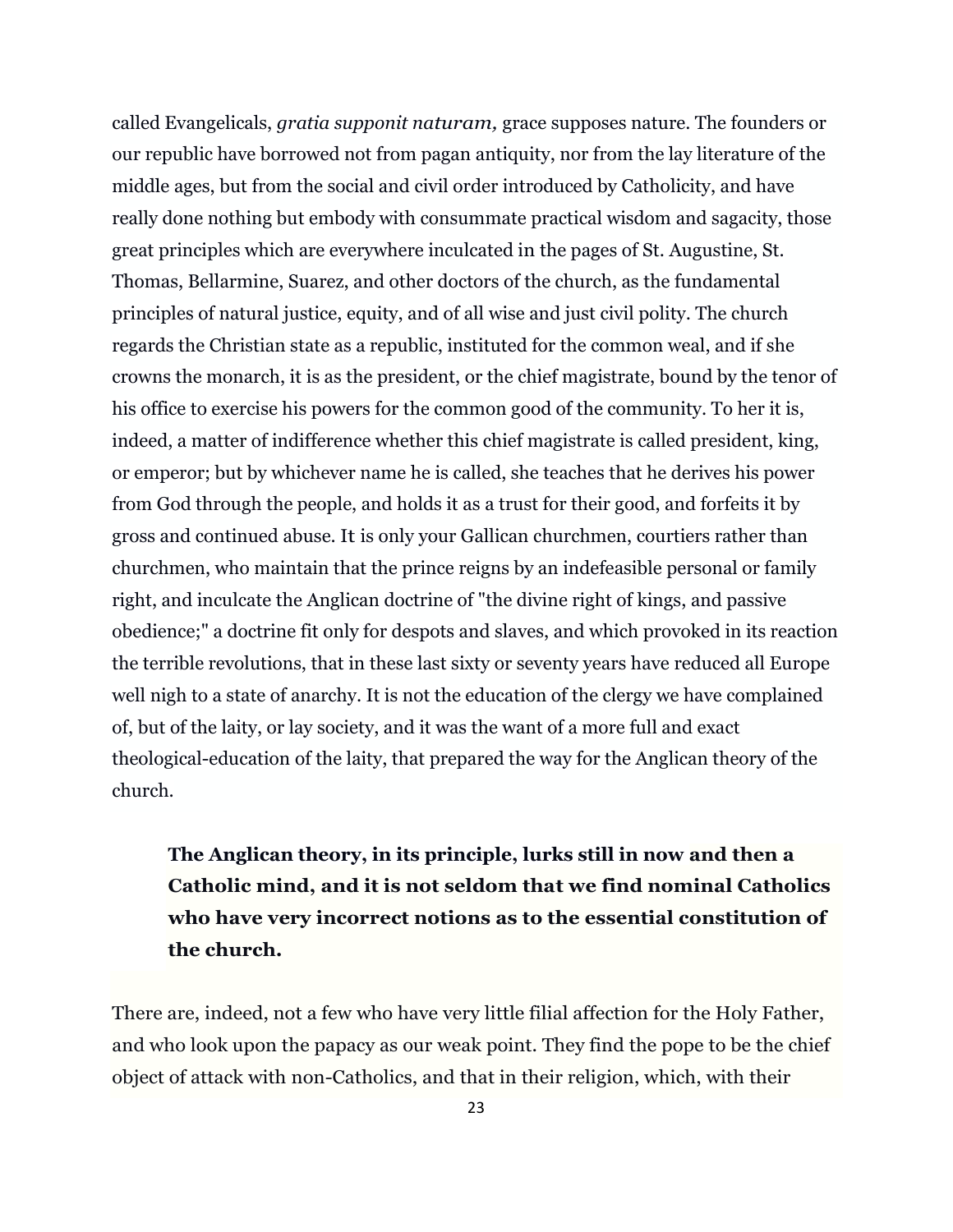called Evangelicals, *gratia supponit naturam,* grace supposes nature. The founders or our republic have borrowed not from pagan antiquity, nor from the lay literature of the middle ages, but from the social and civil order introduced by Catholicity, and have really done nothing but embody with consummate practical wisdom and sagacity, those great principles which are everywhere inculcated in the pages of St. Augustine, St. Thomas, Bellarmine, Suarez, and other doctors of the church, as the fundamental principles of natural justice, equity, and of all wise and just civil polity. The church regards the Christian state as a republic, instituted for the common weal, and if she crowns the monarch, it is as the president, or the chief magistrate, bound by the tenor of his office to exercise his powers for the common good of the community. To her it is, indeed, a matter of indifference whether this chief magistrate is called president, king, or emperor; but by whichever name he is called, she teaches that he derives his power from God through the people, and holds it as a trust for their good, and forfeits it by gross and continued abuse. It is only your Gallican churchmen, courtiers rather than churchmen, who maintain that the prince reigns by an indefeasible personal or family right, and inculcate the Anglican doctrine of "the divine right of kings, and passive obedience;" a doctrine fit only for despots and slaves, and which provoked in its reaction the terrible revolutions, that in these last sixty or seventy years have reduced all Europe well nigh to a state of anarchy. It is not the education of the clergy we have complained of, but of the laity, or lay society, and it was the want of a more full and exact theological-education of the laity, that prepared the way for the Anglican theory of the church.

> **The Anglican theory, in its principle, lurks still in now and then a Catholic mind, and it is not seldom that we find nominal Catholics who have very incorrect notions as to the essential constitution of the church.**

There are, indeed, not a few who have very little filial affection for the Holy Father, and who look upon the papacy as our weak point. They find the pope to be the chief object of attack with non-Catholics, and that in their religion, which, with their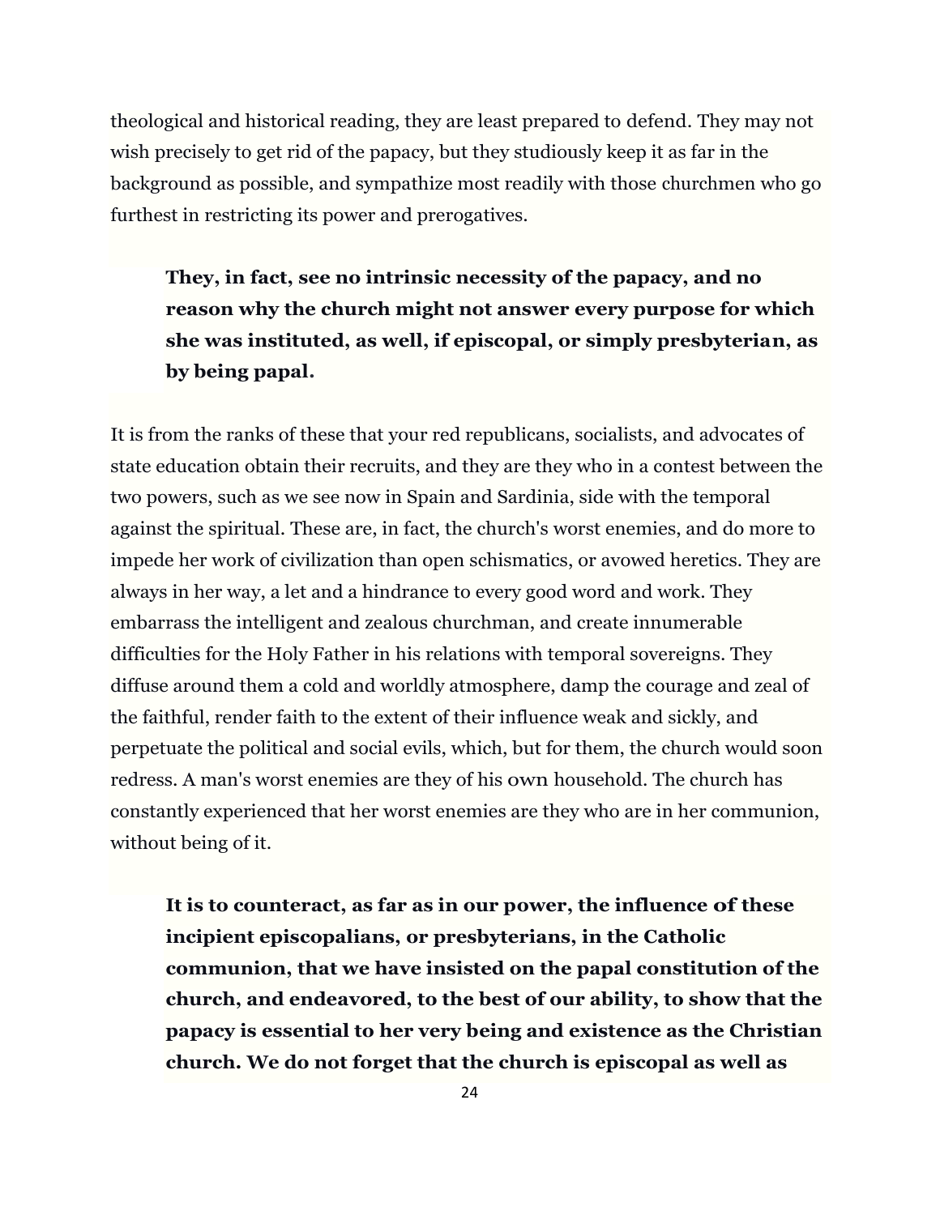theological and historical reading, they are least prepared to defend. They may not wish precisely to get rid of the papacy, but they studiously keep it as far in the background as possible, and sympathize most readily with those churchmen who go furthest in restricting its power and prerogatives.

> **They, in fact, see no intrinsic necessity of the papacy, and no reason why the church might not answer every purpose for which she was instituted, as well, if episcopal, or simply presbyterian, as by being papal.**

It is from the ranks of these that your red republicans, socialists, and advocates of state education obtain their recruits, and they are they who in a contest between the two powers, such as we see now in Spain and Sardinia, side with the temporal against the spiritual. These are, in fact, the church's worst enemies, and do more to impede her work of civilization than open schismatics, or avowed heretics. They are always in her way, a let and a hindrance to every good word and work. They embarrass the intelligent and zealous churchman, and create innumerable difficulties for the Holy Father in his relations with temporal sovereigns. They diffuse around them a cold and worldly atmosphere, damp the courage and zeal of the faithful, render faith to the extent of their influence weak and sickly, and perpetuate the political and social evils, which, but for them, the church would soon redress. A man's worst enemies are they of his own household. The church has constantly experienced that her worst enemies are they who are in her communion, without being of it.

> **It is to counteract, as far as in our power, the influence of these incipient episcopalians, or presbyterians, in the Catholic communion, that we have insisted on the papal constitution of the church, and endeavored, to the best of our ability, to show that the papacy is essential to her very being and existence as the Christian church. We do not forget that the church is episcopal as well as**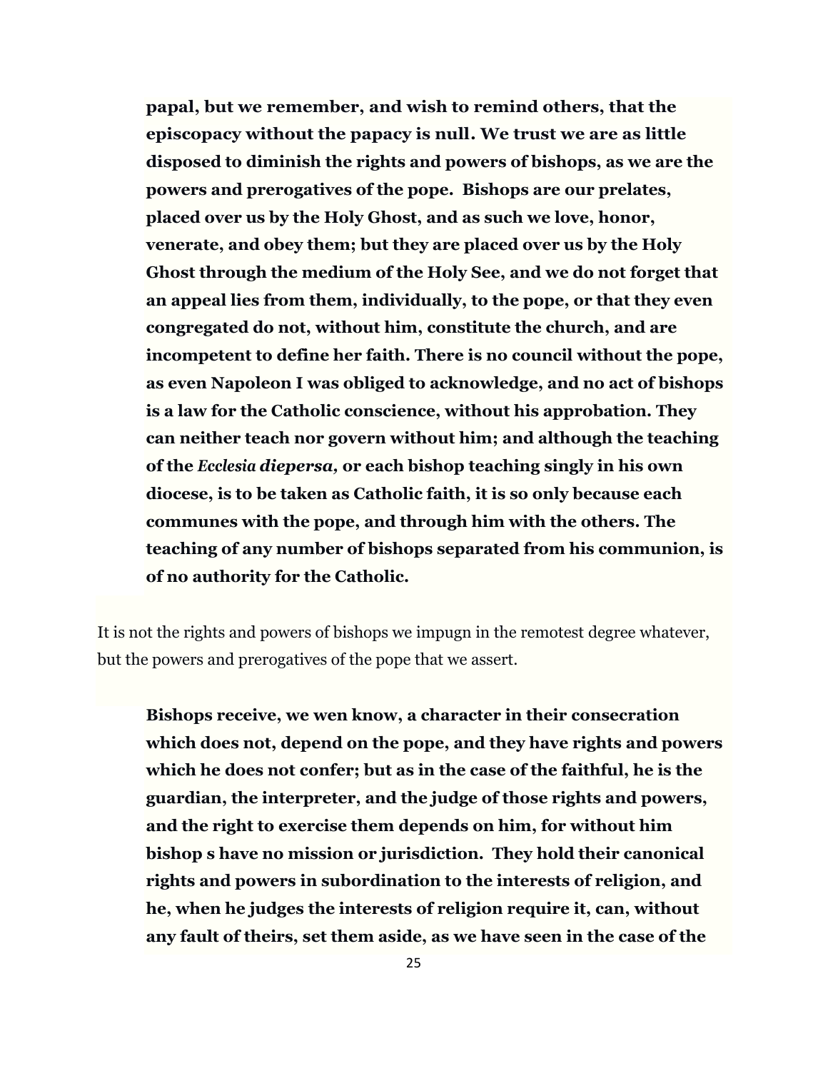**papal, but we remember, and wish to remind others, that the episcopacy without the papacy is null. We trust we are as little disposed to diminish the rights and powers of bishops, as we are the powers and prerogatives of the pope. Bishops are our prelates, placed over us by the Holy Ghost, and as such we love, honor, venerate, and obey them; but they are placed over us by the Holy Ghost through the medium of the Holy See, and we do not forget that an appeal lies from them, individually, to the pope, or that they even congregated do not, without him, constitute the church, and are incompetent to define her faith. There is no council without the pope, as even Napoleon I was obliged to acknowledge, and no act of bishops is a law for the Catholic conscience, without his approbation. They can neither teach nor govern without him; and although the teaching of the *Ecclesia diepersa,* or each bishop teaching singly in his own diocese, is to be taken as Catholic faith, it is so only because each communes with the pope, and through him with the others. The teaching of any number of bishops separated from his communion, is of no authority for the Catholic.**

It is not the rights and powers of bishops we impugn in the remotest degree whatever, but the powers and prerogatives of the pope that we assert.

**Bishops receive, we wen know, a character in their consecration which does not, depend on the pope, and they have rights and powers which he does not confer; but as in the case of the faithful, he is the guardian, the interpreter, and the judge of those rights and powers, and the right to exercise them depends on him, for without him bishop s have no mission or jurisdiction. They hold their canonical rights and powers in subordination to the interests of religion, and he, when he judges the interests of religion require it, can, without any fault of theirs, set them aside, as we have seen in the case of the**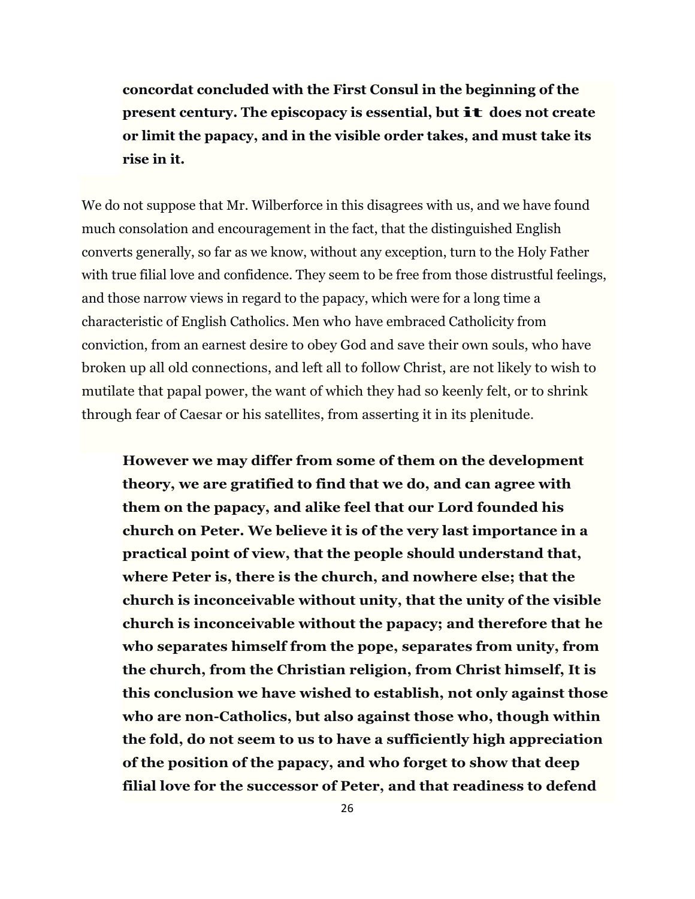**concordat concluded with the First Consul in the beginning of the present century. The episcopacy is essential, but it does not create or limit the papacy, and in the visible order takes, and must take its rise in it.**

We do not suppose that Mr. Wilberforce in this disagrees with us, and we have found much consolation and encouragement in the fact, that the distinguished English converts generally, so far as we know, without any exception, turn to the Holy Father with true filial love and confidence. They seem to be free from those distrustful feelings, and those narrow views in regard to the papacy, which were for a long time a characteristic of English Catholics. Men who have embraced Catholicity from conviction, from an earnest desire to obey God and save their own souls, who have broken up all old connections, and left all to follow Christ, are not likely to wish to mutilate that papal power, the want of which they had so keenly felt, or to shrink through fear of Caesar or his satellites, from asserting it in its plenitude.

**However we may differ from some of them on the development theory, we are gratified to find that we do, and can agree with them on the papacy, and alike feel that our Lord founded his church on Peter. We believe it is of the very last importance in a practical point of view, that the people should understand that, where Peter is, there is the church, and nowhere else; that the church is inconceivable without unity, that the unity of the visible church is inconceivable without the papacy; and therefore that he who separates himself from the pope, separates from unity, from the church, from the Christian religion, from Christ himself, It is this conclusion we have wished to establish, not only against those who are non-Catholics, but also against those who, though within the fold, do not seem to us to have a sufficiently high appreciation of the position of the papacy, and who forget to show that deep filial love for the successor of Peter, and that readiness to defend**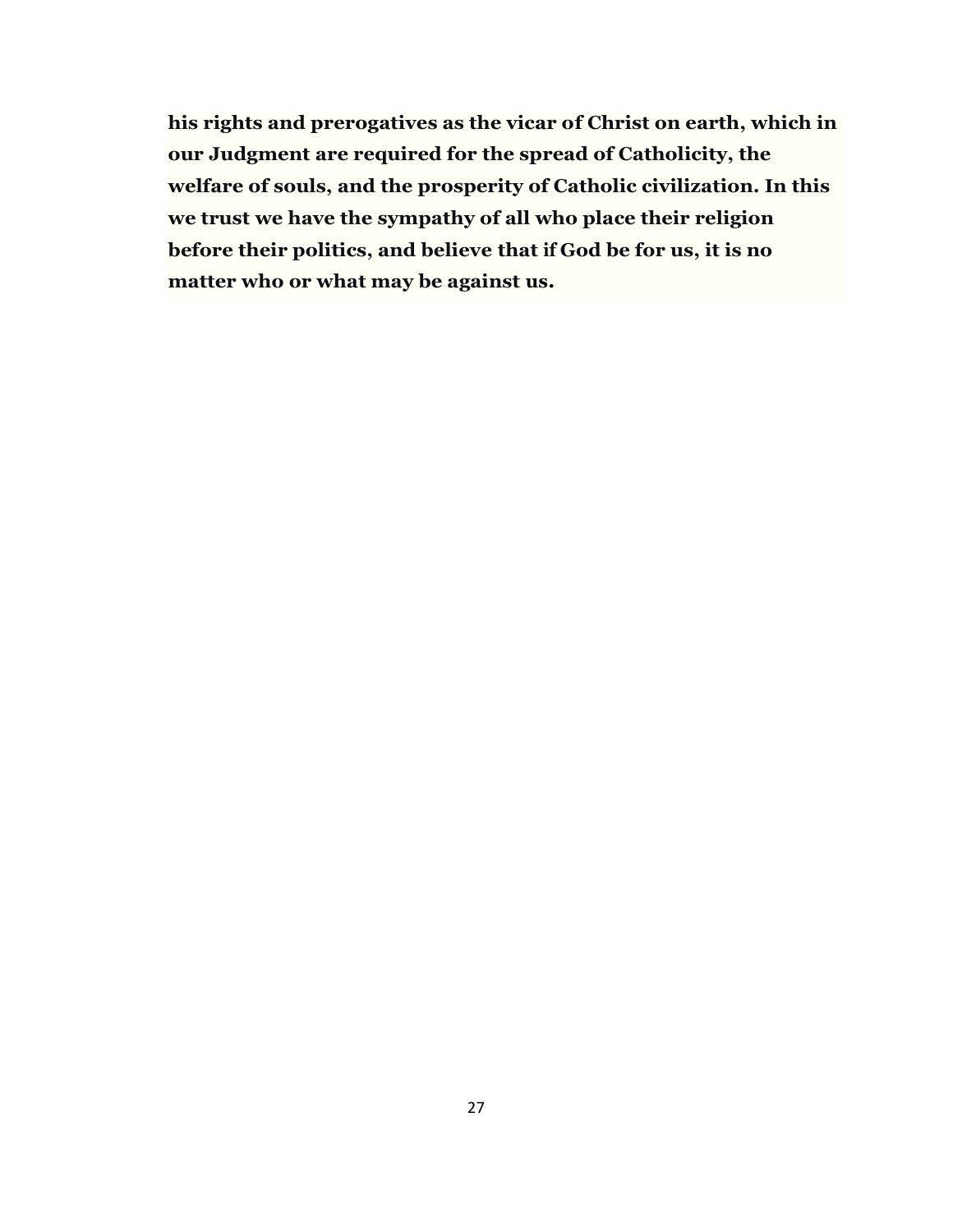**his rights and prerogatives as the vicar of Christ on earth, which in our Judgment are required for the spread of Catholicity, the welfare of souls, and the prosperity of Catholic civilization. In this we trust we have the sympathy of all who place their religion before their politics, and believe that if God be for us, it is no matter who or what may be against us.**